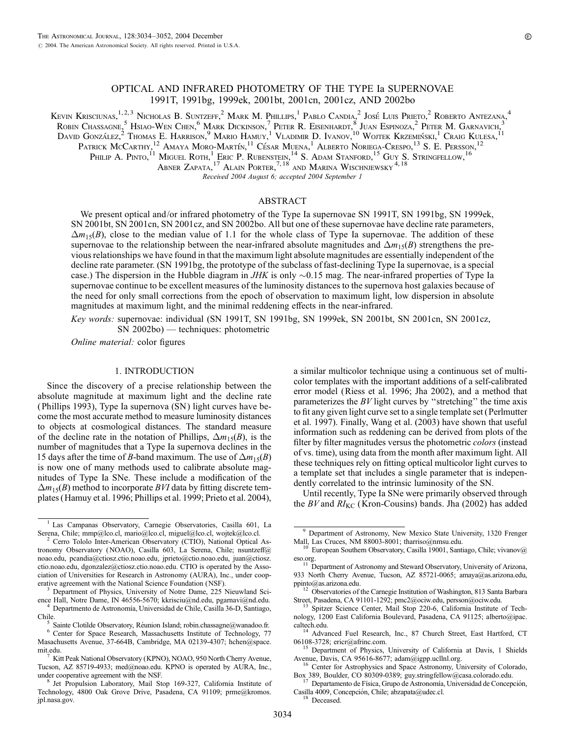# OPTICAL AND INFRARED PHOTOMETRY OF THE TYPE Ia SUPERNOVAE 1991T, 1991bg, 1999ek, 2001bt, 2001cn, 2001cz, AND 2002bo

Kevin Krisciunas,[1,2,3] Nicholas B. Suntzeff,[2] Mark M. Phillips,[1] Pablo Candia,[2] José Luis Prieto,[2] Roberto Antezana,[4] Robin Chassagne,[5] Hsiao-Wen Chen,[6] Mark Dickinson,[7] Peter R. Eisenhardt,[8] Juan Espinoza,[2] Peter M. Garnavich,[3] David González,[2] Thomas E. Harrison,[9] Mario Hamuy,[1] Vladimir D. Ivanov,[10] Wojtek Krzemiński,[1] Craig Kulesa,[11] Patrick McCarthy,[12] Amaya Moro-Martín,[11] César Muena,[1] Alberto Noriega-Crespo,[13] S. E. Persson,[12] Philip A. Pinto,[11] Miguel Roth,[1] Eric P. Rubenstein,[14] S. Adam Stanford,[15] Guy S. Stringfellow,[16] Abner Zapata,[17] Alain Porter,[7,18] and Marina Wischnjewsky[4,18]

*Received 2004 August 6; accepted 2004 September 1*

## ABSTRACT

We present optical and/or infrared photometry of the Type Ia supernovae SN 1991T, SN 1991bg, SN 1999ek, SN 2001bt, SN 2001cn, SN 2001cz, and SN 2002bo. All but one of these supernovae have decline rate parameters, $\Delta m_{15}(B)$, close to the median value of 1.1 for the whole class of Type Ia supernovae. The addition of these supernovae to the relationship between the near-infrared absolute magnitudes and $\Delta m_{15}(B)$ strengthens the previous relationships we have found in that the maximum light absolute magnitudes are essentially independent of the decline rate parameter. (SN 1991bg, the prototype of the subclass of fast-declining Type Ia supernovae, is a special case.) The dispersion in the Hubble diagram in *JHK* is only ~0.15 mag. The near-infrared properties of Type Ia supernovae continue to be excellent measures of the luminosity distances to the supernova host galaxies because of the need for only small corrections from the epoch of observation to maximum light, low dispersion in absolute magnitudes at maximum light, and the minimal reddening effects in the near-infrared.

*Key words:* supernovae: individual (SN 1991T, SN 1991bg, SN 1999ek, SN 2001bt, SN 2001cn, SN 2001cz, SN 2002bo) — techniques: photometric

*Online material:* color figures

## 1. INTRODUCTION

Since the discovery of a precise relationship between the absolute magnitude at maximum light and the decline rate (Phillips 1993), Type Ia supernova (SN) light curves have become the most accurate method to measure luminosity distances to objects at cosmological distances. The standard measure of the decline rate in the notation of Phillips, $\Delta m_{15}(B)$, is the number of magnitudes that a Type Ia supernova declines in the 15 days after the time of *B*-band maximum. The use of $\Delta m_{15}(B)$ is now one of many methods used to calibrate absolute magnitudes of Type Ia SNe. These include a modification of the $\Delta m_{15}(B)$ method to incorporate *BVI* data by fitting discrete templates (Hamuy et al. 1996; Phillips et al. 1999; Prieto et al. 2004), a similar multicolor technique using a continuous set of multicolor templates with the important additions of a self-calibrated error model (Riess et al. 1996; Jha 2002), and a method that parameterizes the *BV* light curves by "stretching" the time axis to fit any given light curve set to a single template set (Perlmutter et al. 1997). Finally, Wang et al. (2003) have shown that useful information such as reddening can be derived from plots of the filter by filter magnitudes versus the photometric *colors* (instead of vs. time), using data from the month after maximum light. All these techniques rely on fitting optical multicolor light curves to a template set that includes a single parameter that is independently correlated to the intrinsic luminosity of the SN.

Until recently, Type Ia SNe were primarily observed through the *BV* and $RI_{KC}$ (Kron-Cousins) bands. Jha (2002) has added

---

[1] Las Campanas Observatory, Carnegie Observatories, Casilla 601, La Serena, Chile; mmp@lco.cl, mario@lco.cl, miguel@lco.cl, wojtek@lco.cl.

[2] Cerro Tololo Inter-American Observatory (CTIO), National Optical Astronomy Observatory (NOAO), Casilla 603, La Serena, Chile; nsuntzeff@noao.edu, pcandia@ctiosz.ctio.noao.edu, jprieto@ctio.noao.edu, juan@ctiosz.ctio.noao.edu, dgonzalez@ctiosz.ctio.noao.edu. CTIO is operated by the Association of Universities for Research in Astronomy (AURA), Inc., under cooperative agreement with the National Science Foundation (NSF).

[3] Department of Physics, University of Notre Dame, 225 Nieuwland Science Hall, Notre Dame, IN 46556-5670; kkrisciu@nd.edu, pgarnavi@nd.edu.

[4] Departmento de Astronomía, Universidad de Chile, Casilla 36-D, Santiago, Chile.

[5] Sainte Clotilde Observatory, Réunion Island; robin.chassagne@wanadoo.fr.

[6] Center for Space Research, Massachusetts Institute of Technology, 77 Masachusetts Avenue, 37-664B, Cambridge, MA 02139-4307; hchen@space.mit.edu.

[7] Kitt Peak National Observatory (KPNO), NOAO, 950 North Cherry Avenue, Tucson, AZ 85719-4933; med@noao.edu. KPNO is operated by AURA, Inc., under cooperative agreement with the NSF.

[8] Jet Propulsion Laboratory, Mail Stop 169-327, California Institute of Technology, 4800 Oak Grove Drive, Pasadena, CA 91109; prme@kromos.jpl.nasa.gov.

[9] Department of Astronomy, New Mexico State University, 1320 Frenger Mall, Las Cruces, NM 88003-8001; tharriso@nmsu.edu.

[10] European Southern Observatory, Casilla 19001, Santiago, Chile; vivanov@eso.org.

[11] Department of Astronomy and Steward Observatory, University of Arizona, 933 North Cherry Avenue, Tucson, AZ 85721-0065; amaya@as.arizona.edu, ppinto@as.arizona.edu.

[12] Observatories of the Carnegie Institution of Washington, 813 Santa Barbara Street, Pasadena, CA 91101-1292; pmc2@ociw.edu, persson@ociw.edu.

[13] Spitzer Science Center, Mail Stop 220-6, California Institute of Technology, 1200 East California Boulevard, Pasadena, CA 91125; alberto@ipac.caltech.edu.

[14] Advanced Fuel Research, Inc., 87 Church Street, East Hartford, CT 06108-3728; ericr@afrinc.com.

[15] Department of Physics, University of California at Davis, 1 Shields Avenue, Davis, CA 95616-8677; adam@igpp.ucllnl.org.

[16] Center for Astrophysics and Space Astronomy, University of Colorado, Box 389, Boulder, CO 80309-0389; guy.stringfellow@casa.colorado.edu.

[17] Departamento de Física, Grupo de Astronomía, Universidad de Concepción, Casilla 4009, Concepción, Chile; abzapata@udec.cl.

[18] Deceased.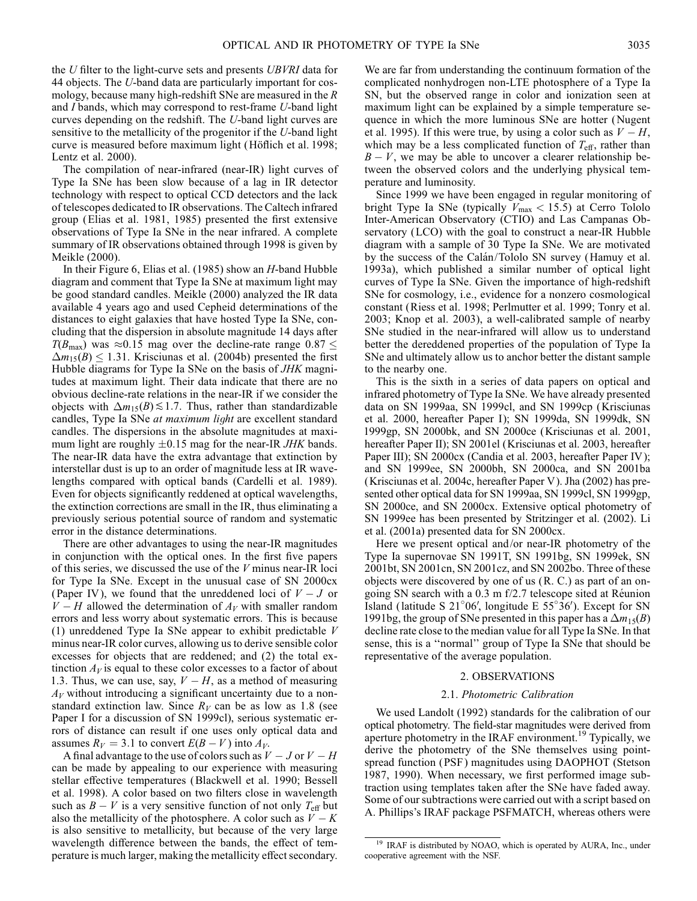the $U$ filter to the light-curve sets and presents $UBVRI$ data for 44 objects. The $U$-band data are particularly important for cosmology, because many high-redshift SNe are measured in the $R$ and $I$ bands, which may correspond to rest-frame $U$-band light curves depending on the redshift. The $U$-band light curves are sensitive to the metallicity of the progenitor if the $U$-band light curve is measured before maximum light (Höflich et al. 1998; Lentz et al. 2000).

The compilation of near-infrared (near-IR) light curves of Type Ia SNe has been slow because of a lag in IR detector technology with respect to optical CCD detectors and the lack of telescopes dedicated to IR observations. The Caltech infrared group (Elias et al. 1981, 1985) presented the first extensive observations of Type Ia SNe in the near infrared. A complete summary of IR observations obtained through 1998 is given by Meikle (2000).

In their Figure 6, Elias et al. (1985) show an $H$-band Hubble diagram and comment that Type Ia SNe at maximum light may be good standard candles. Meikle (2000) analyzed the IR data available 4 years ago and used Cepheid determinations of the distances to eight galaxies that have hosted Type Ia SNe, concluding that the dispersion in absolute magnitude 14 days after $T(B_{\rm max})$ was $\approx$0.15 mag over the decline-rate range $0.87 \leq \Delta m_{15}(B) \leq 1.31$. Krisciunas et al. (2004b) presented the first Hubble diagrams for Type Ia SNe on the basis of $JHK$ magnitudes at maximum light. Their data indicate that there are no obvious decline-rate relations in the near-IR if we consider the objects with $\Delta m_{15}(B) \lesssim 1.7$. Thus, rather than standardizable candles, Type Ia SNe *at maximum light* are excellent standard candles. The dispersions in the absolute magnitudes at maximum light are roughly $\pm$0.15 mag for the near-IR $JHK$ bands. The near-IR data have the extra advantage that extinction by interstellar dust is up to an order of magnitude less at IR wavelengths compared with optical bands (Cardelli et al. 1989). Even for objects significantly reddened at optical wavelengths, the extinction corrections are small in the IR, thus eliminating a previously serious potential source of random and systematic error in the distance determinations.

There are other advantages to using the near-IR magnitudes in conjunction with the optical ones. In the first five papers of this series, we discussed the use of the $V$ minus near-IR loci for Type Ia SNe. Except in the unusual case of SN 2000cx (Paper IV), we found that the unreddened loci of $V - J$ or $V - H$ allowed the determination of $A_V$ with smaller random errors and less worry about systematic errors. This is because (1) unreddened Type Ia SNe appear to exhibit predictable $V$ minus near-IR color curves, allowing us to derive sensible color excesses for objects that are reddened; and (2) the total extinction $A_V$ is equal to these color excesses to a factor of about 1.3. Thus, we can use, say, $V - H$, as a method of measuring $A_V$ without introducing a significant uncertainty due to a nonstandard extinction law. Since $R_V$ can be as low as 1.8 (see Paper I for a discussion of SN 1999cl), serious systematic errors of distance can result if one uses only optical data and assumes $R_V = 3.1$ to convert $E(B - V)$ into $A_V$.

A final advantage to the use of colors such as $V - J$ or $V - H$ can be made by appealing to our experience with measuring stellar effective temperatures (Blackwell et al. 1990; Bessell et al. 1998). A color based on two filters close in wavelength such as $B - V$ is a very sensitive function of not only $T_{\rm eff}$ but also the metallicity of the photosphere. A color such as $V - K$ is also sensitive to metallicity, but because of the very large wavelength difference between the bands, the effect of temperature is much larger, making the metallicity effect secondary. We are far from understanding the continuum formation of the complicated nonhydrogen non-LTE photosphere of a Type Ia SN, but the observed range in color and ionization seen at maximum light can be explained by a simple temperature sequence in which the more luminous SNe are hotter (Nugent et al. 1995). If this were true, by using a color such as $V - H$, which may be a less complicated function of $T_{\rm eff}$, rather than $B - V$, we may be able to uncover a clearer relationship between the observed colors and the underlying physical temperature and luminosity.

Since 1999 we have been engaged in regular monitoring of bright Type Ia SNe (typically $V_{\rm max} < 15.5$) at Cerro Tololo Inter-American Observatory (CTIO) and Las Campanas Observatory (LCO) with the goal to construct a near-IR Hubble diagram with a sample of 30 Type Ia SNe. We are motivated by the success of the Calán/Tololo SN survey (Hamuy et al. 1993a), which published a similar number of optical light curves of Type Ia SNe. Given the importance of high-redshift SNe for cosmology, i.e., evidence for a nonzero cosmological constant (Riess et al. 1998; Perlmutter et al. 1999; Tonry et al. 2003; Knop et al. 2003), a well-calibrated sample of nearby SNe studied in the near-infrared will allow us to understand better the dereddened properties of the population of Type Ia SNe and ultimately allow us to anchor better the distant sample to the nearby one.

This is the sixth in a series of data papers on optical and infrared photometry of Type Ia SNe. We have already presented data on SN 1999aa, SN 1999cl, and SN 1999cp (Krisciunas et al. 2000, hereafter Paper I); SN 1999da, SN 1999dk, SN 1999gp, SN 2000bk, and SN 2000ce (Krisciunas et al. 2001, hereafter Paper II); SN 2001el (Krisciunas et al. 2003, hereafter Paper III); SN 2000cx (Candia et al. 2003, hereafter Paper IV); and SN 1999ee, SN 2000bh, SN 2000ca, and SN 2001ba (Krisciunas et al. 2004c, hereafter Paper V). Jha (2002) has presented other optical data for SN 1999aa, SN 1999cl, SN 1999gp, SN 2000ce, and SN 2000cx. Extensive optical photometry of SN 1999ee has been presented by Stritzinger et al. (2002). Li et al. (2001a) presented data for SN 2000cx.

Here we present optical and/or near-IR photometry of the Type Ia supernovae SN 1991T, SN 1991bg, SN 1999ek, SN 2001bt, SN 2001cn, SN 2001cz, and SN 2002bo. Three of these objects were discovered by one of us (R. C.) as part of an ongoing SN search with a 0.3 m f/2.7 telescope sited at Réunion Island (latitude S 21°06′, longitude E 55°36′). Except for SN 1991bg, the group of SNe presented in this paper has a $\Delta m_{15}(B)$ decline rate close to the median value for all Type Ia SNe. In that sense, this is a "normal" group of Type Ia SNe that should be representative of the average population.

## 2. OBSERVATIONS

### 2.1. *Photometric Calibration*

We used Landolt (1992) standards for the calibration of our optical photometry. The field-star magnitudes were derived from aperture photometry in the IRAF environment.[19] Typically, we derive the photometry of the SNe themselves using point-spread function (PSF) magnitudes using DAOPHOT (Stetson 1987, 1990). When necessary, we first performed image subtraction using templates taken after the SNe have faded away. Some of our subtractions were carried out with a script based on A. Phillips's IRAF package PSFMATCH, whereas others were

[19] IRAF is distributed by NOAO, which is operated by AURA, Inc., under cooperative agreement with the NSF.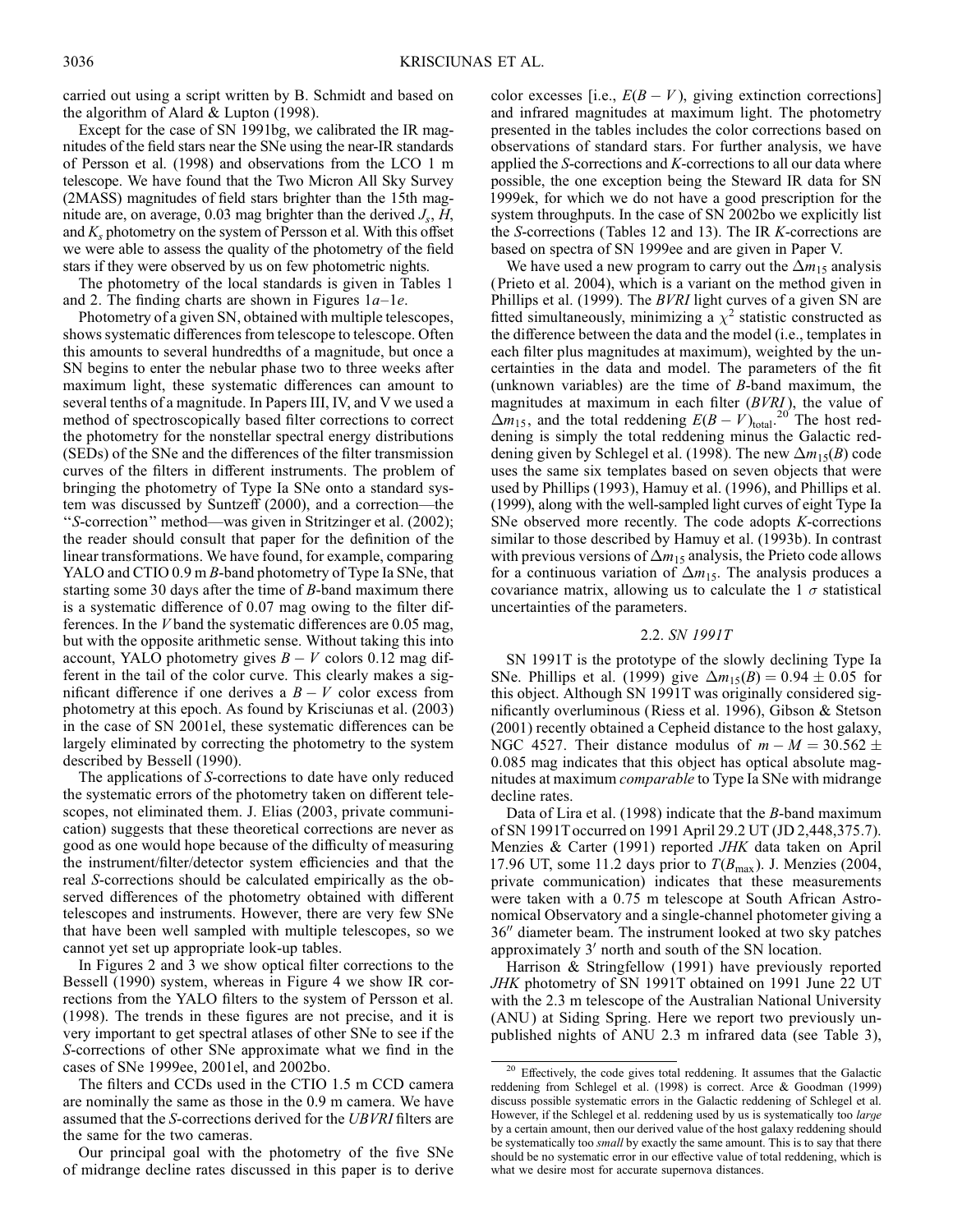carried out using a script written by B. Schmidt and based on the algorithm of Alard & Lupton (1998).

Except for the case of SN 1991bg, we calibrated the IR magnitudes of the field stars near the SNe using the near-IR standards of Persson et al. (1998) and observations from the LCO 1 m telescope. We have found that the Two Micron All Sky Survey (2MASS) magnitudes of field stars brighter than the 15th magnitude are, on average, 0.03 mag brighter than the derived $J_s$, $H$, and $K_s$ photometry on the system of Persson et al. With this offset we were able to assess the quality of the photometry of the field stars if they were observed by us on few photometric nights.

The photometry of the local standards is given in Tables 1 and 2. The finding charts are shown in Figures 1*a*–1*e*.

Photometry of a given SN, obtained with multiple telescopes, shows systematic differences from telescope to telescope. Often this amounts to several hundredths of a magnitude, but once a SN begins to enter the nebular phase two to three weeks after maximum light, these systematic differences can amount to several tenths of a magnitude. In Papers III, IV, and V we used a method of spectroscopically based filter corrections to correct the photometry for the nonstellar spectral energy distributions (SEDs) of the SNe and the differences of the filter transmission curves of the filters in different instruments. The problem of bringing the photometry of Type Ia SNe onto a standard system was discussed by Suntzeff (2000), and a correction—the "*S*-correction" method—was given in Stritzinger et al. (2002); the reader should consult that paper for the definition of the linear transformations. We have found, for example, comparing YALO and CTIO 0.9 m *B*-band photometry of Type Ia SNe, that starting some 30 days after the time of *B*-band maximum there is a systematic difference of 0.07 mag owing to the filter differences. In the *V* band the systematic differences are 0.05 mag, but with the opposite arithmetic sense. Without taking this into account, YALO photometry gives $B - V$ colors 0.12 mag different in the tail of the color curve. This clearly makes a significant difference if one derives a $B - V$ color excess from photometry at this epoch. As found by Krisciunas et al. (2003) in the case of SN 2001el, these systematic differences can be largely eliminated by correcting the photometry to the system described by Bessell (1990).

The applications of *S*-corrections to date have only reduced the systematic errors of the photometry taken on different telescopes, not eliminated them. J. Elias (2003, private communication) suggests that these theoretical corrections are never as good as one would hope because of the difficulty of measuring the instrument/filter/detector system efficiencies and that the real *S*-corrections should be calculated empirically as the observed differences of the photometry obtained with different telescopes and instruments. However, there are very few SNe that have been well sampled with multiple telescopes, so we cannot yet set up appropriate look-up tables.

In Figures 2 and 3 we show optical filter corrections to the Bessell (1990) system, whereas in Figure 4 we show IR corrections from the YALO filters to the system of Persson et al. (1998). The trends in these figures are not precise, and it is very important to get spectral atlases of other SNe to see if the *S*-corrections of other SNe approximate what we find in the cases of SNe 1999ee, 2001el, and 2002bo.

The filters and CCDs used in the CTIO 1.5 m CCD camera are nominally the same as those in the 0.9 m camera. We have assumed that the *S*-corrections derived for the *UBVRI* filters are the same for the two cameras.

Our principal goal with the photometry of the five SNe of midrange decline rates discussed in this paper is to derive color excesses [i.e., $E(B - V)$, giving extinction corrections] and infrared magnitudes at maximum light. The photometry presented in the tables includes the color corrections based on observations of standard stars. For further analysis, we have applied the *S*-corrections and *K*-corrections to all our data where possible, the one exception being the Steward IR data for SN 1999ek, for which we do not have a good prescription for the system throughputs. In the case of SN 2002bo we explicitly list the *S*-corrections (Tables 12 and 13). The IR *K*-corrections are based on spectra of SN 1999ee and are given in Paper V.

We have used a new program to carry out the $\Delta m_{15}$ analysis (Prieto et al. 2004), which is a variant on the method given in Phillips et al. (1999). The *BVRI* light curves of a given SN are fitted simultaneously, minimizing a $\chi^2$ statistic constructed as the difference between the data and the model (i.e., templates in each filter plus magnitudes at maximum), weighted by the uncertainties in the data and model. The parameters of the fit (unknown variables) are the time of *B*-band maximum, the magnitudes at maximum in each filter (*BVRI*), the value of $\Delta m_{15}$, and the total reddening $E(B - V)_{\rm total}$.[20] The host reddening is simply the total reddening minus the Galactic reddening given by Schlegel et al. (1998). The new $\Delta m_{15}(B)$ code uses the same six templates based on seven objects that were used by Phillips (1993), Hamuy et al. (1996), and Phillips et al. (1999), along with the well-sampled light curves of eight Type Ia SNe observed more recently. The code adopts *K*-corrections similar to those described by Hamuy et al. (1993b). In contrast with previous versions of $\Delta m_{15}$ analysis, the Prieto code allows for a continuous variation of $\Delta m_{15}$. The analysis produces a covariance matrix, allowing us to calculate the 1 $\sigma$ statistical uncertainties of the parameters.

### 2.2. *SN 1991T*

SN 1991T is the prototype of the slowly declining Type Ia SNe. Phillips et al. (1999) give $\Delta m_{15}(B) = 0.94 \pm 0.05$ for this object. Although SN 1991T was originally considered significantly overluminous (Riess et al. 1996), Gibson & Stetson (2001) recently obtained a Cepheid distance to the host galaxy, NGC 4527. Their distance modulus of $m - M = 30.562 \pm 0.085$ mag indicates that this object has optical absolute magnitudes at maximum *comparable* to Type Ia SNe with midrange decline rates.

Data of Lira et al. (1998) indicate that the *B*-band maximum of SN 1991T occurred on 1991 April 29.2 UT (JD 2,448,375.7). Menzies & Carter (1991) reported *JHK* data taken on April 17.96 UT, some 11.2 days prior to $T(B_{\rm max})$. J. Menzies (2004, private communication) indicates that these measurements were taken with a 0.75 m telescope at South African Astronomical Observatory and a single-channel photometer giving a 36″ diameter beam. The instrument looked at two sky patches approximately 3′ north and south of the SN location.

Harrison & Stringfellow (1991) have previously reported *JHK* photometry of SN 1991T obtained on 1991 June 22 UT with the 2.3 m telescope of the Australian National University (ANU) at Siding Spring. Here we report two previously unpublished nights of ANU 2.3 m infrared data (see Table 3),

[20] Effectively, the code gives total reddening. It assumes that the Galactic reddening from Schlegel et al. (1998) is correct. Arce & Goodman (1999) discuss possible systematic errors in the Galactic reddening of Schlegel et al. However, if the Schlegel et al. reddening used by us is systematically too *large* by a certain amount, then our derived value of the host galaxy reddening should be systematically too *small* by exactly the same amount. This is to say that there should be no systematic error in our effective value of total reddening, which is what we desire most for accurate supernova distances.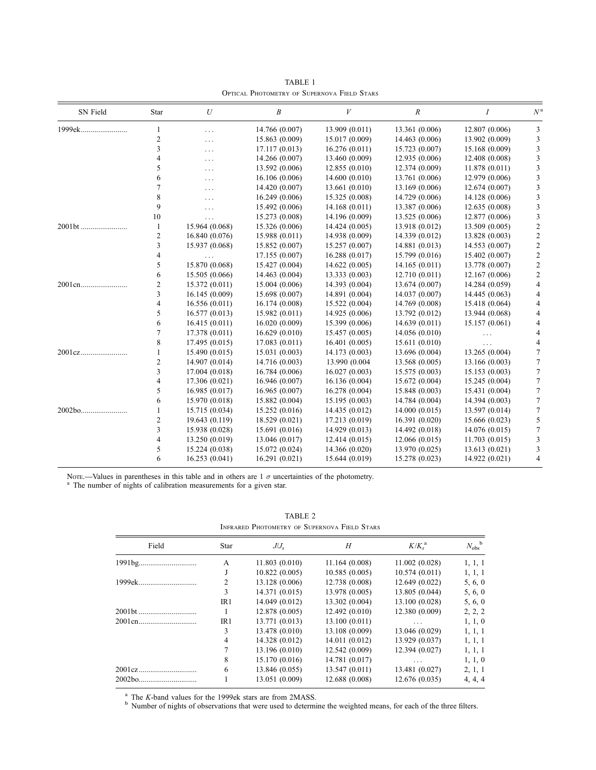TABLE 1

Optical Photometry of Supernova Field Stars

| SN Field | Star | $U$ | $B$ | $V$ | $R$ | $I$ | $N$[a] |
|---|---|---|---|---|---|---|---|
| 1999ek | 1 | ... | 14.766 (0.007) | 13.909 (0.011) | 13.361 (0.006) | 12.807 (0.006) | 3 |
| | 2 | ... | 15.863 (0.009) | 15.017 (0.009) | 14.463 (0.006) | 13.902 (0.009) | 3 |
| | 3 | ... | 17.117 (0.013) | 16.276 (0.011) | 15.723 (0.007) | 15.168 (0.009) | 3 |
| | 4 | ... | 14.266 (0.007) | 13.460 (0.009) | 12.935 (0.006) | 12.408 (0.008) | 3 |
| | 5 | ... | 13.592 (0.006) | 12.855 (0.010) | 12.374 (0.009) | 11.878 (0.011) | 3 |
| | 6 | ... | 16.106 (0.006) | 14.600 (0.010) | 13.761 (0.006) | 12.979 (0.006) | 3 |
| | 7 | ... | 14.420 (0.007) | 13.661 (0.010) | 13.169 (0.006) | 12.674 (0.007) | 3 |
| | 8 | ... | 16.249 (0.006) | 15.325 (0.008) | 14.729 (0.006) | 14.128 (0.006) | 3 |
| | 9 | ... | 15.492 (0.006) | 14.168 (0.011) | 13.387 (0.006) | 12.635 (0.008) | 3 |
| | 10 | ... | 15.273 (0.008) | 14.196 (0.009) | 13.525 (0.006) | 12.877 (0.006) | 3 |
| 2001bt | 1 | 15.964 (0.068) | 15.326 (0.006) | 14.424 (0.005) | 13.918 (0.012) | 13.509 (0.005) | 2 |
| | 2 | 16.840 (0.076) | 15.988 (0.011) | 14.938 (0.009) | 14.339 (0.012) | 13.828 (0.003) | 2 |
| | 3 | 15.937 (0.068) | 15.852 (0.007) | 15.257 (0.007) | 14.881 (0.013) | 14.553 (0.007) | 2 |
| | 4 | ... | 17.155 (0.007) | 16.288 (0.017) | 15.799 (0.016) | 15.402 (0.007) | 2 |
| | 5 | 15.870 (0.068) | 15.427 (0.004) | 14.622 (0.005) | 14.165 (0.011) | 13.778 (0.007) | 2 |
| | 6 | 15.505 (0.066) | 14.463 (0.004) | 13.333 (0.003) | 12.710 (0.011) | 12.167 (0.006) | 2 |
| 2001cn | 2 | 15.372 (0.011) | 15.004 (0.006) | 14.393 (0.004) | 13.674 (0.007) | 14.284 (0.059) | 4 |
| | 3 | 16.145 (0.009) | 15.698 (0.007) | 14.891 (0.004) | 14.037 (0.007) | 14.445 (0.063) | 4 |
| | 4 | 16.556 (0.011) | 16.174 (0.008) | 15.522 (0.004) | 14.769 (0.008) | 15.418 (0.064) | 4 |
| | 5 | 16.577 (0.013) | 15.982 (0.011) | 14.925 (0.006) | 13.792 (0.012) | 13.944 (0.068) | 4 |
| | 6 | 16.415 (0.011) | 16.020 (0.009) | 15.399 (0.006) | 14.639 (0.011) | 15.157 (0.061) | 4 |
| | 7 | 17.378 (0.011) | 16.629 (0.010) | 15.457 (0.005) | 14.056 (0.010) | ... | 4 |
| | 8 | 17.495 (0.015) | 17.083 (0.011) | 16.401 (0.005) | 15.611 (0.010) | ... | 4 |
| 2001cz | 1 | 15.490 (0.015) | 15.031 (0.003) | 14.173 (0.003) | 13.696 (0.004) | 13.265 (0.004) | 7 |
| | 2 | 14.907 (0.014) | 14.716 (0.003) | 13.990 (0.004 | 13.568 (0.005) | 13.166 (0.003) | 7 |
| | 3 | 17.004 (0.018) | 16.784 (0.006) | 16.027 (0.003) | 15.575 (0.003) | 15.153 (0.003) | 7 |
| | 4 | 17.306 (0.021) | 16.946 (0.007) | 16.136 (0.004) | 15.672 (0.004) | 15.245 (0.004) | 7 |
| | 5 | 16.985 (0.017) | 16.965 (0.007) | 16.278 (0.004) | 15.848 (0.003) | 15.431 (0.004) | 7 |
| | 6 | 15.970 (0.018) | 15.882 (0.004) | 15.195 (0.003) | 14.784 (0.004) | 14.394 (0.003) | 7 |
| 2002bo | 1 | 15.715 (0.034) | 15.252 (0.016) | 14.435 (0.012) | 14.000 (0.015) | 13.597 (0.014) | 7 |
| | 2 | 19.643 (0.119) | 18.529 (0.021) | 17.213 (0.019) | 16.391 (0.020) | 15.666 (0.023) | 5 |
| | 3 | 15.938 (0.028) | 15.691 (0.016) | 14.929 (0.013) | 14.492 (0.018) | 14.076 (0.015) | 7 |
| | 4 | 13.250 (0.019) | 13.046 (0.017) | 12.414 (0.015) | 12.066 (0.015) | 11.703 (0.015) | 3 |
| | 5 | 15.224 (0.038) | 15.072 (0.024) | 14.366 (0.020) | 13.970 (0.025) | 13.613 (0.021) | 3 |
| | 6 | 16.253 (0.041) | 16.291 (0.021) | 15.644 (0.019) | 15.278 (0.023) | 14.922 (0.021) | 4 |

Note.—Values in parentheses in this table and in others are 1 $\sigma$ uncertainties of the photometry.

[a] The number of nights of calibration measurements for a given star.

TABLE 2

Infrared Photometry of Supernova Field Stars

| Field | Star | $J/J_s$ | $H$ | $K/K_s$[a] | $N_{obs}$[b] |
|---|---|---|---|---|---|
| 1991bg | A | 11.803 (0.010) | 11.164 (0.008) | 11.002 (0.028) | 1, 1, 1 |
| | J | 10.822 (0.005) | 10.585 (0.005) | 10.574 (0.011) | 1, 1, 1 |
| 1999ek | 2 | 13.128 (0.006) | 12.738 (0.008) | 12.649 (0.022) | 5, 6, 0 |
| | 3 | 14.371 (0.015) | 13.978 (0.005) | 13.805 (0.044) | 5, 6, 0 |
| | IR1 | 14.049 (0.012) | 13.302 (0.004) | 13.100 (0.028) | 5, 6, 0 |
| 2001bt | 1 | 12.878 (0.005) | 12.492 (0.010) | 12.380 (0.009) | 2, 2, 2 |
| 2001cn | IR1 | 13.771 (0.013) | 13.100 (0.011) | ... | 1, 1, 0 |
| | 3 | 13.478 (0.010) | 13.108 (0.009) | 13.046 (0.029) | 1, 1, 1 |
| | 4 | 14.328 (0.012) | 14.011 (0.012) | 13.929 (0.037) | 1, 1, 1 |
| | 7 | 13.196 (0.010) | 12.542 (0.009) | 12.394 (0.027) | 1, 1, 1 |
| | 8 | 15.170 (0.016) | 14.781 (0.017) | ... | 1, 1, 0 |
| 2001cz | 6 | 13.846 (0.055) | 13.547 (0.011) | 13.481 (0.027) | 2, 1, 1 |
| 2002bo | 1 | 13.051 (0.009) | 12.688 (0.008) | 12.676 (0.035) | 4, 4, 4 |

[a] The $K$-band values for the 1999ek stars are from 2MASS.

[b] Number of nights of observations that were used to determine the weighted means, for each of the three filters.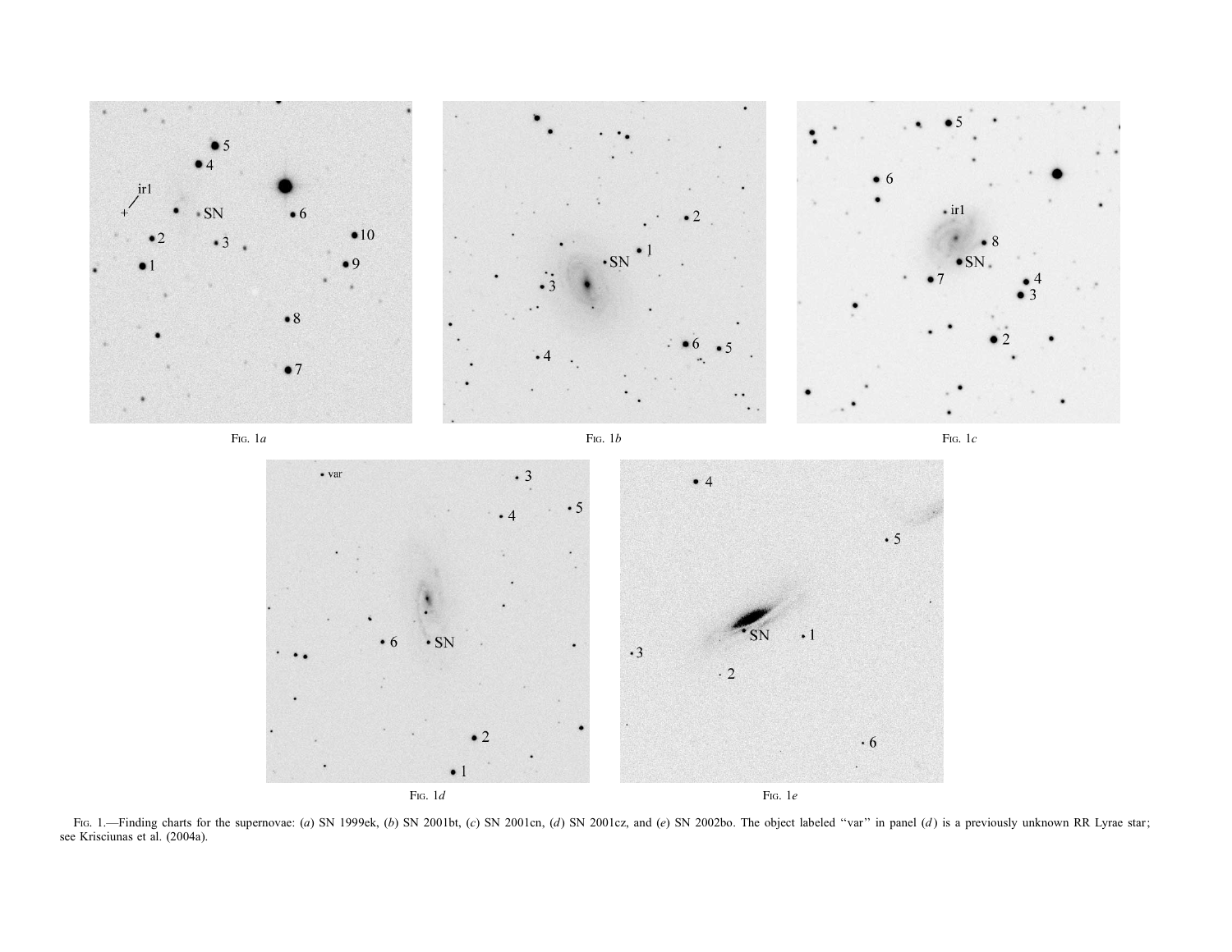Fig. 1*a*

Fig. 1*b*

Fig. 1*c*

Fig. 1*d*

Fig. 1*e*

Fig. 1.—Finding charts for the supernovae: (*a*) SN 1999ek, (*b*) SN 2001bt, (*c*) SN 2001cn, (*d*) SN 2001cz, and (*e*) SN 2002bo. The object labeled "var" in panel (*d*) is a previously unknown RR Lyrae star; see Krisciunas et al. (2004a).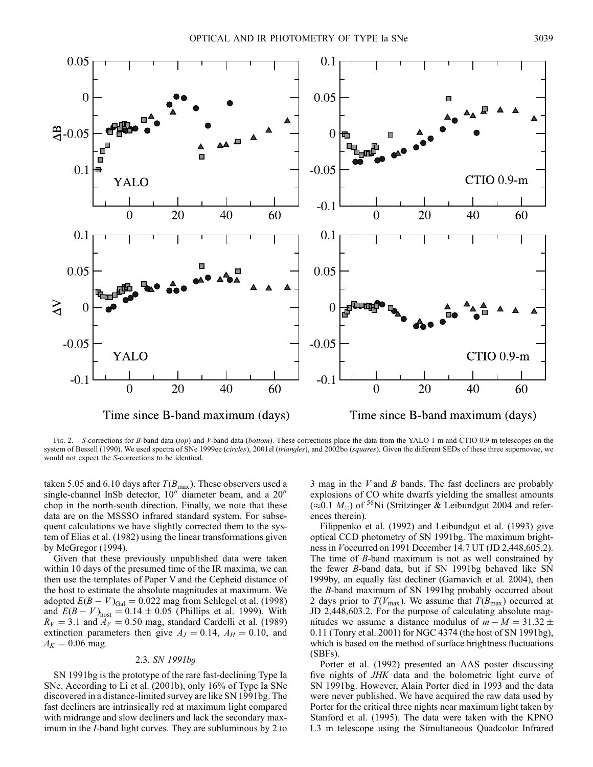Fig. 2.—*S*-corrections for *B*-band data (*top*) and *V*-band data (*bottom*). These corrections place the data from the YALO 1 m and CTIO 0.9 m telescopes on the system of Bessell (1990). We used spectra of SNe 1999ee (*circles*), 2001el (*triangles*), and 2002bo (*squares*). Given the different SEDs of these three supernovae, we would not expect the *S*-corrections to be identical.

taken 5.05 and 6.10 days after $T(B_{\max})$. These observers used a single-channel InSb detector, 10″ diameter beam, and a 20″ chop in the north-south direction. Finally, we note that these data are on the MSSSO infrared standard system. For subsequent calculations we have slightly corrected them to the system of Elias et al. (1982) using the linear transformations given by McGregor (1994).

Given that these previously unpublished data were taken within 10 days of the presumed time of the IR maxima, we can then use the templates of Paper V and the Cepheid distance of the host to estimate the absolute magnitudes at maximum. We adopted $E(B-V)_{\rm Gal} = 0.022$ mag from Schlegel et al. (1998) and $E(B-V)_{\rm host} = 0.14 \pm 0.05$ (Phillips et al. 1999). With $R_V = 3.1$ and $A_V = 0.50$ mag, standard Cardelli et al. (1989) extinction parameters then give $A_J = 0.14$, $A_H = 0.10$, and $A_K = 0.06$ mag.

### 2.3. *SN 1991bg*

SN 1991bg is the prototype of the rare fast-declining Type Ia SNe. According to Li et al. (2001b), only 16% of Type Ia SNe discovered in a distance-limited survey are like SN 1991bg. The fast decliners are intrinsically red at maximum light compared with midrange and slow decliners and lack the secondary maximum in the *I*-band light curves. They are subluminous by 2 to 3 mag in the *V* and *B* bands. The fast decliners are probably explosions of CO white dwarfs yielding the smallest amounts ($\approx 0.1\ M_\odot$) of $^{56}$Ni (Stritzinger & Leibundgut 2004 and references therein).

Filippenko et al. (1992) and Leibundgut et al. (1993) give optical CCD photometry of SN 1991bg. The maximum brightness in *V* occurred on 1991 December 14.7 UT (JD 2,448,605.2). The time of *B*-band maximum is not as well constrained by the fewer *B*-band data, but if SN 1991bg behaved like SN 1999by, an equally fast decliner (Garnavich et al. 2004), then the *B*-band maximum of SN 1991bg probably occurred about 2 days prior to $T(V_{\max})$. We assume that $T(B_{\max})$ occurred at JD 2,448,603.2. For the purpose of calculating absolute magnitudes we assume a distance modulus of $m - M = 31.32 \pm 0.11$ (Tonry et al. 2001) for NGC 4374 (the host of SN 1991bg), which is based on the method of surface brightness fluctuations (SBFs).

Porter et al. (1992) presented an AAS poster discussing five nights of *JHK* data and the bolometric light curve of SN 1991bg. However, Alain Porter died in 1993 and the data were never published. We have acquired the raw data used by Porter for the critical three nights near maximum light taken by Stanford et al. (1995). The data were taken with the KPNO 1.3 m telescope using the Simultaneous Quadcolor Infrared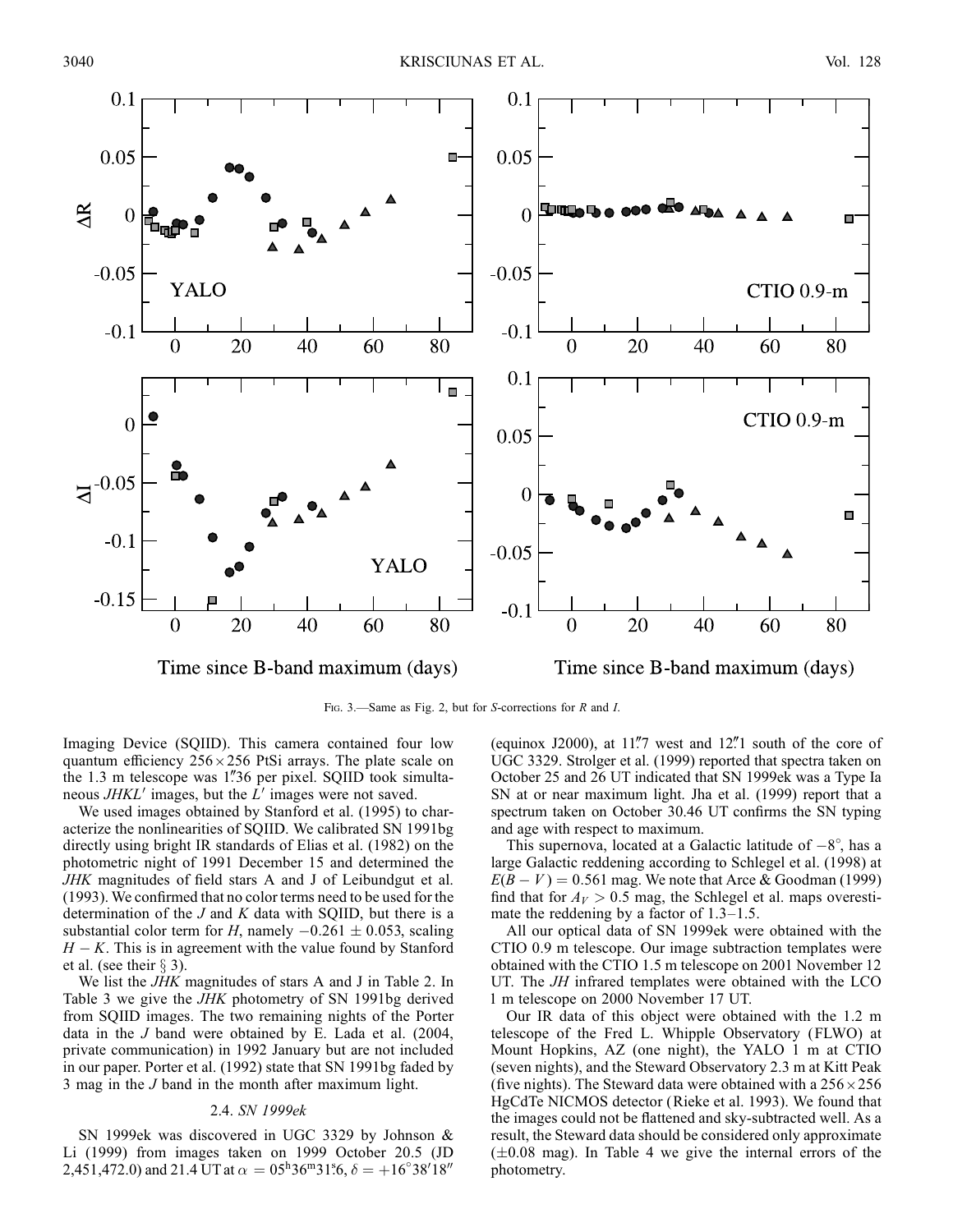Fig. 3.—Same as Fig. 2, but for *S*-corrections for *R* and *I*.

Imaging Device (SQIID). This camera contained four low quantum efficiency $256 \times 256$ PtSi arrays. The plate scale on the 1.3 m telescope was 1\.36 per pixel. SQIID took simultaneous *JHKL′* images, but the *L′* images were not saved.

We used images obtained by Stanford et al. (1995) to characterize the nonlinearities of SQIID. We calibrated SN 1991bg directly using bright IR standards of Elias et al. (1982) on the photometric night of 1991 December 15 and determined the *JHK* magnitudes of field stars A and J of Leibundgut et al. (1993). We confirmed that no color terms need to be used for the determination of the *J* and *K* data with SQIID, but there is a substantial color term for *H*, namely $-0.261 \pm 0.053$, scaling $H - K$. This is in agreement with the value found by Stanford et al. (see their § 3).

We list the *JHK* magnitudes of stars A and J in Table 2. In Table 3 we give the *JHK* photometry of SN 1991bg derived from SQIID images. The two remaining nights of the Porter data in the *J* band were obtained by E. Lada et al. (2004, private communication) in 1992 January but are not included in our paper. Porter et al. (1992) state that SN 1991bg faded by 3 mag in the *J* band in the month after maximum light.

### 2.4. *SN 1999ek*

SN 1999ek was discovered in UGC 3329 by Johnson & Li (1999) from images taken on 1999 October 20.5 (JD 2,451,472.0) and 21.4 UT at $\alpha = 05^{\rm h}36^{\rm m}31\overset{\rm s}{.}6$, $\delta = +16°38′18″$ (equinox J2000), at 11\.7 west and 12\.1 south of the core of UGC 3329. Strolger et al. (1999) reported that spectra taken on October 25 and 26 UT indicated that SN 1999ek was a Type Ia SN at or near maximum light. Jha et al. (1999) report that a spectrum taken on October 30.46 UT confirms the SN typing and age with respect to maximum.

This supernova, located at a Galactic latitude of $-8°$, has a large Galactic reddening according to Schlegel et al. (1998) at $E(B-V) = 0.561$ mag. We note that Arce & Goodman (1999) find that for $A_V > 0.5$ mag, the Schlegel et al. maps overestimate the reddening by a factor of 1.3–1.5.

All our optical data of SN 1999ek were obtained with the CTIO 0.9 m telescope. Our image subtraction templates were obtained with the CTIO 1.5 m telescope on 2001 November 12 UT. The *JH* infrared templates were obtained with the LCO 1 m telescope on 2000 November 17 UT.

Our IR data of this object were obtained with the 1.2 m telescope of the Fred L. Whipple Observatory (FLWO) at Mount Hopkins, AZ (one night), the YALO 1 m at CTIO (seven nights), and the Steward Observatory 2.3 m at Kitt Peak (five nights). The Steward data were obtained with a $256 \times 256$ HgCdTe NICMOS detector (Rieke et al. 1993). We found that the images could not be flattened and sky-subtracted well. As a result, the Steward data should be considered only approximate ($\pm 0.08$ mag). In Table 4 we give the internal errors of the photometry.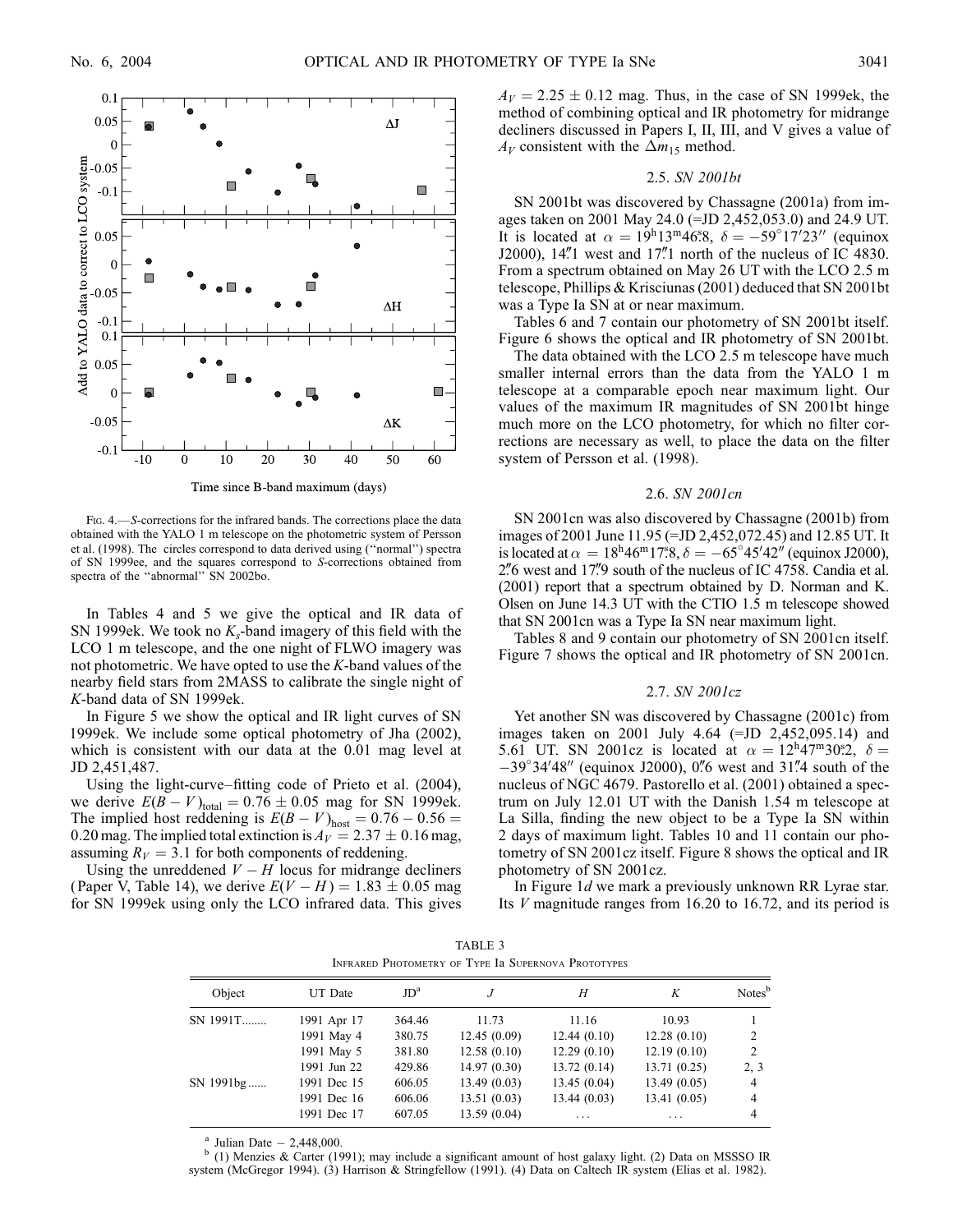Fig. 4.—*S*-corrections for the infrared bands. The corrections place the data obtained with the YALO 1 m telescope on the photometric system of Persson et al. (1998). The circles correspond to data derived using ("normal") spectra of SN 1999ee, and the squares correspond to *S*-corrections obtained from spectra of the "abnormal" SN 2002bo.

In Tables 4 and 5 we give the optical and IR data of SN 1999ek. We took no $K_s$-band imagery of this field with the LCO 1 m telescope, and the one night of FLWO imagery was not photometric. We have opted to use the *K*-band values of the nearby field stars from 2MASS to calibrate the single night of *K*-band data of SN 1999ek.

In Figure 5 we show the optical and IR light curves of SN 1999ek. We include some optical photometry of Jha (2002), which is consistent with our data at the 0.01 mag level at JD 2,451,487.

Using the light-curve–fitting code of Prieto et al. (2004), we derive $E(B-V)_{\rm total} = 0.76 \pm 0.05$ mag for SN 1999ek. The implied host reddening is $E(B-V)_{\rm host} = 0.76 - 0.56 = 0.20$ mag. The implied total extinction is $A_V = 2.37 \pm 0.16$ mag, assuming $R_V = 3.1$ for both components of reddening.

Using the unreddened $V-H$ locus for midrange decliners (Paper V, Table 14), we derive $E(V-H) = 1.83 \pm 0.05$ mag for SN 1999ek using only the LCO infrared data. This gives $A_V = 2.25 \pm 0.12$ mag. Thus, in the case of SN 1999ek, the method of combining optical and IR photometry for midrange decliners discussed in Papers I, II, III, and V gives a value of $A_V$ consistent with the $\Delta m_{15}$ method.

### 2.5. *SN 2001bt*

SN 2001bt was discovered by Chassagne (2001a) from images taken on 2001 May 24.0 (=JD 2,452,053.0) and 24.9 UT. It is located at $\alpha = 19^{\rm h}13^{\rm m}46\overset{\rm s}{.}8$, $\delta = -59°17'23''$ (equinox J2000), 14\farcs1 west and 17\farcs1 north of the nucleus of IC 4830. From a spectrum obtained on May 26 UT with the LCO 2.5 m telescope, Phillips & Krisciunas (2001) deduced that SN 2001bt was a Type Ia SN at or near maximum.

Tables 6 and 7 contain our photometry of SN 2001bt itself. Figure 6 shows the optical and IR photometry of SN 2001bt.

The data obtained with the LCO 2.5 m telescope have much smaller internal errors than the data from the YALO 1 m telescope at a comparable epoch near maximum light. Our values of the maximum IR magnitudes of SN 2001bt hinge much more on the LCO photometry, for which no filter corrections are necessary as well, to place the data on the filter system of Persson et al. (1998).

### 2.6. *SN 2001cn*

SN 2001cn was also discovered by Chassagne (2001b) from images of 2001 June 11.95 (=JD 2,452,072.45) and 12.85 UT. It is located at $\alpha = 18^{\rm h}46^{\rm m}17\overset{\rm s}{.}8$, $\delta = -65°45'42''$ (equinox J2000), 2\farcs6 west and 17\farcs9 south of the nucleus of IC 4758. Candia et al. (2001) report that a spectrum obtained by D. Norman and K. Olsen on June 14.3 UT with the CTIO 1.5 m telescope showed that SN 2001cn was a Type Ia SN near maximum light.

Tables 8 and 9 contain our photometry of SN 2001cn itself. Figure 7 shows the optical and IR photometry of SN 2001cn.

### 2.7. *SN 2001cz*

Yet another SN was discovered by Chassagne (2001c) from images taken on 2001 July 4.64 (=JD 2,452,095.14) and 5.61 UT. SN 2001cz is located at $\alpha = 12^{\rm h}47^{\rm m}30\overset{\rm s}{.}2$, $\delta = -39°34'48''$ (equinox J2000), 0\farcs6 west and 31\farcs4 south of the nucleus of NGC 4679. Pastorello et al. (2001) obtained a spectrum on July 12.01 UT with the Danish 1.54 m telescope at La Silla, finding the new object to be a Type Ia SN within 2 days of maximum light. Tables 10 and 11 contain our photometry of SN 2001cz itself. Figure 8 shows the optical and IR photometry of SN 2001cz.

In Figure 1*d* we mark a previously unknown RR Lyrae star. Its *V* magnitude ranges from 16.20 to 16.72, and its period is

TABLE 3
Infrared Photometry of Type Ia Supernova Prototypes

| Object | UT Date | JD[a] | *J* | *H* | *K* | Notes[b] |
|---|---|---|---|---|---|---|
| SN 1991T........ | 1991 Apr 17 | 364.46 | 11.73 | 11.16 | 10.93 | 1 |
| | 1991 May 4 | 380.75 | 12.45 (0.09) | 12.44 (0.10) | 12.28 (0.10) | 2 |
| | 1991 May 5 | 381.80 | 12.58 (0.10) | 12.29 (0.10) | 12.19 (0.10) | 2 |
| | 1991 Jun 22 | 429.86 | 14.97 (0.30) | 13.72 (0.14) | 13.71 (0.25) | 2, 3 |
| SN 1991bg ...... | 1991 Dec 15 | 606.05 | 13.49 (0.03) | 13.45 (0.04) | 13.49 (0.05) | 4 |
| | 1991 Dec 16 | 606.06 | 13.51 (0.03) | 13.44 (0.03) | 13.41 (0.05) | 4 |
| | 1991 Dec 17 | 607.05 | 13.59 (0.04) | ... | ... | 4 |

[a] Julian Date − 2,448,000.
[b] (1) Menzies & Carter (1991); may include a significant amount of host galaxy light. (2) Data on MSSSO IR system (McGregor 1994). (3) Harrison & Stringfellow (1991). (4) Data on Caltech IR system (Elias et al. 1982).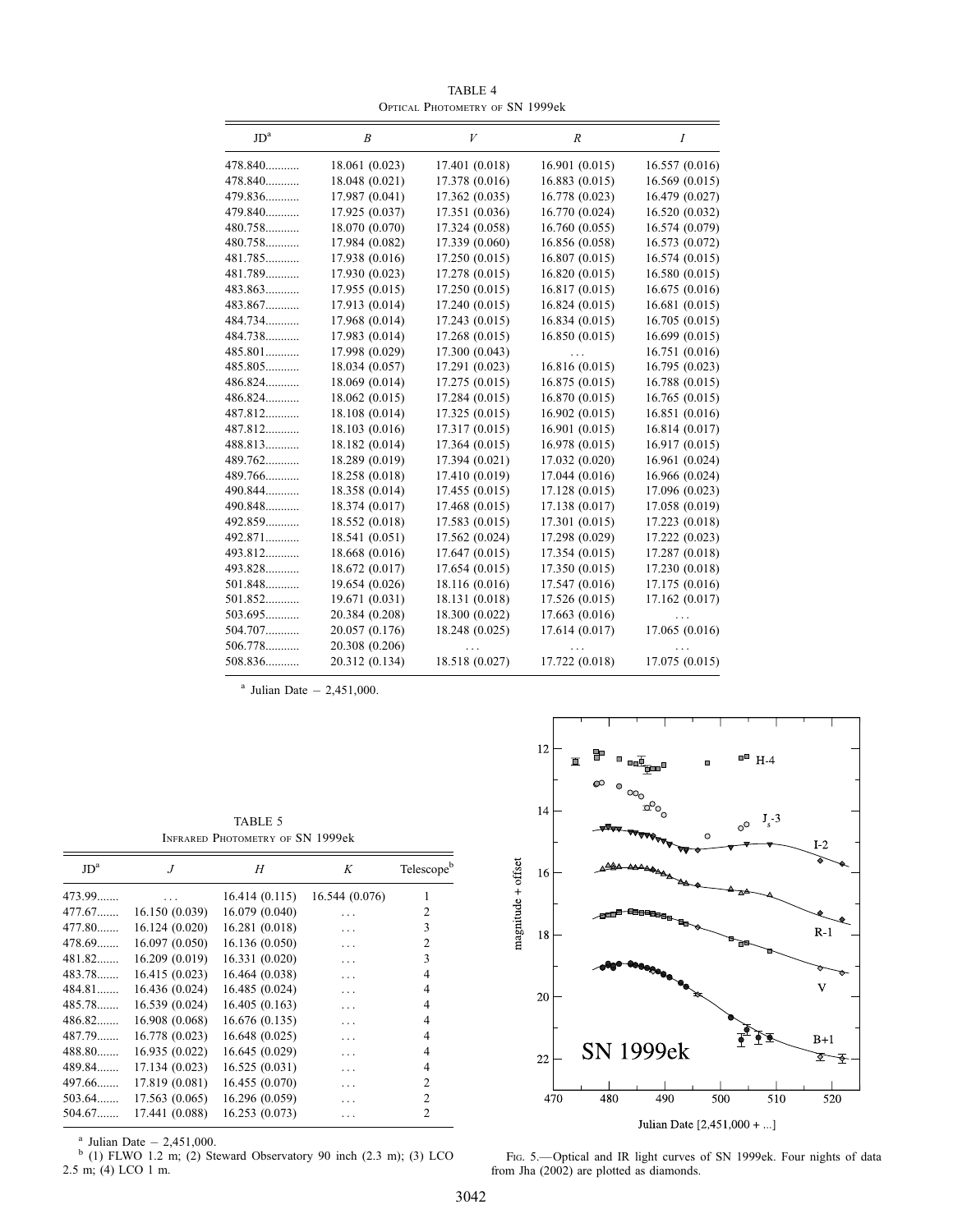TABLE 4
Optical Photometry of SN 1999ek

| JD[a] | B | V | R | I |
|---|---|---|---|---|
| 478.840 | 18.061 (0.023) | 17.401 (0.018) | 16.901 (0.015) | 16.557 (0.016) |
| 478.840 | 18.048 (0.021) | 17.378 (0.016) | 16.883 (0.015) | 16.569 (0.015) |
| 479.836 | 17.987 (0.041) | 17.362 (0.035) | 16.778 (0.023) | 16.479 (0.027) |
| 479.840 | 17.925 (0.037) | 17.351 (0.036) | 16.770 (0.024) | 16.520 (0.032) |
| 480.758 | 18.070 (0.070) | 17.324 (0.058) | 16.760 (0.055) | 16.574 (0.079) |
| 480.758 | 17.984 (0.082) | 17.339 (0.060) | 16.856 (0.058) | 16.573 (0.072) |
| 481.785 | 17.938 (0.016) | 17.250 (0.015) | 16.807 (0.015) | 16.574 (0.015) |
| 481.789 | 17.930 (0.023) | 17.278 (0.015) | 16.820 (0.015) | 16.580 (0.015) |
| 483.863 | 17.955 (0.015) | 17.250 (0.015) | 16.817 (0.015) | 16.675 (0.016) |
| 483.867 | 17.913 (0.014) | 17.240 (0.015) | 16.824 (0.015) | 16.681 (0.015) |
| 484.734 | 17.968 (0.014) | 17.243 (0.015) | 16.834 (0.015) | 16.705 (0.015) |
| 484.738 | 17.983 (0.014) | 17.268 (0.015) | 16.850 (0.015) | 16.699 (0.015) |
| 485.801 | 17.998 (0.029) | 17.300 (0.043) | ... | 16.751 (0.016) |
| 485.805 | 18.034 (0.057) | 17.291 (0.023) | 16.816 (0.015) | 16.795 (0.023) |
| 486.824 | 18.069 (0.014) | 17.275 (0.015) | 16.875 (0.015) | 16.788 (0.015) |
| 486.824 | 18.062 (0.015) | 17.284 (0.015) | 16.870 (0.015) | 16.765 (0.015) |
| 487.812 | 18.108 (0.014) | 17.325 (0.015) | 16.902 (0.015) | 16.851 (0.016) |
| 487.812 | 18.103 (0.016) | 17.317 (0.015) | 16.901 (0.015) | 16.814 (0.017) |
| 488.813 | 18.182 (0.014) | 17.364 (0.015) | 16.978 (0.015) | 16.917 (0.015) |
| 489.762 | 18.289 (0.019) | 17.394 (0.021) | 17.032 (0.020) | 16.961 (0.024) |
| 489.766 | 18.258 (0.018) | 17.410 (0.019) | 17.044 (0.016) | 16.966 (0.024) |
| 490.844 | 18.358 (0.014) | 17.455 (0.015) | 17.128 (0.015) | 17.096 (0.023) |
| 490.848 | 18.374 (0.017) | 17.468 (0.015) | 17.138 (0.017) | 17.058 (0.019) |
| 492.859 | 18.552 (0.018) | 17.583 (0.015) | 17.301 (0.015) | 17.223 (0.018) |
| 492.871 | 18.541 (0.051) | 17.562 (0.024) | 17.298 (0.029) | 17.222 (0.023) |
| 493.812 | 18.668 (0.016) | 17.647 (0.015) | 17.354 (0.015) | 17.287 (0.018) |
| 493.828 | 18.672 (0.017) | 17.654 (0.015) | 17.350 (0.015) | 17.230 (0.018) |
| 501.848 | 19.654 (0.026) | 18.116 (0.016) | 17.547 (0.016) | 17.175 (0.016) |
| 501.852 | 19.671 (0.031) | 18.131 (0.018) | 17.526 (0.015) | 17.162 (0.017) |
| 503.695 | 20.384 (0.208) | 18.300 (0.022) | 17.663 (0.016) | ... |
| 504.707 | 20.057 (0.176) | 18.248 (0.025) | 17.614 (0.017) | 17.065 (0.016) |
| 506.778 | 20.308 (0.206) | ... | ... | ... |
| 508.836 | 20.312 (0.134) | 18.518 (0.027) | 17.722 (0.018) | 17.075 (0.015) |

[a] Julian Date − 2,451,000.

TABLE 5
Infrared Photometry of SN 1999ek

| JD[a] | J | H | K | Telescope[b] |
|---|---|---|---|---|
| 473.99 | ... | 16.414 (0.115) | 16.544 (0.076) | 1 |
| 477.67 | 16.150 (0.039) | 16.079 (0.040) | ... | 2 |
| 477.80 | 16.124 (0.020) | 16.281 (0.018) | ... | 3 |
| 478.69 | 16.097 (0.050) | 16.136 (0.050) | ... | 2 |
| 481.82 | 16.209 (0.019) | 16.331 (0.020) | ... | 3 |
| 483.78 | 16.415 (0.023) | 16.464 (0.038) | ... | 4 |
| 484.81 | 16.436 (0.024) | 16.485 (0.024) | ... | 4 |
| 485.78 | 16.539 (0.024) | 16.405 (0.163) | ... | 4 |
| 486.82 | 16.908 (0.068) | 16.676 (0.135) | ... | 4 |
| 487.79 | 16.778 (0.023) | 16.648 (0.025) | ... | 4 |
| 488.80 | 16.935 (0.022) | 16.645 (0.029) | ... | 4 |
| 489.84 | 17.134 (0.023) | 16.525 (0.031) | ... | 4 |
| 497.66 | 17.819 (0.081) | 16.455 (0.070) | ... | 2 |
| 503.64 | 17.563 (0.065) | 16.296 (0.059) | ... | 2 |
| 504.67 | 17.441 (0.088) | 16.253 (0.073) | ... | 2 |

[a] Julian Date − 2,451,000.
[b] (1) FLWO 1.2 m; (2) Steward Observatory 90 inch (2.3 m); (3) LCO 2.5 m; (4) LCO 1 m.

Fig. 5.—Optical and IR light curves of SN 1999ek. Four nights of data from Jha (2002) are plotted as diamonds.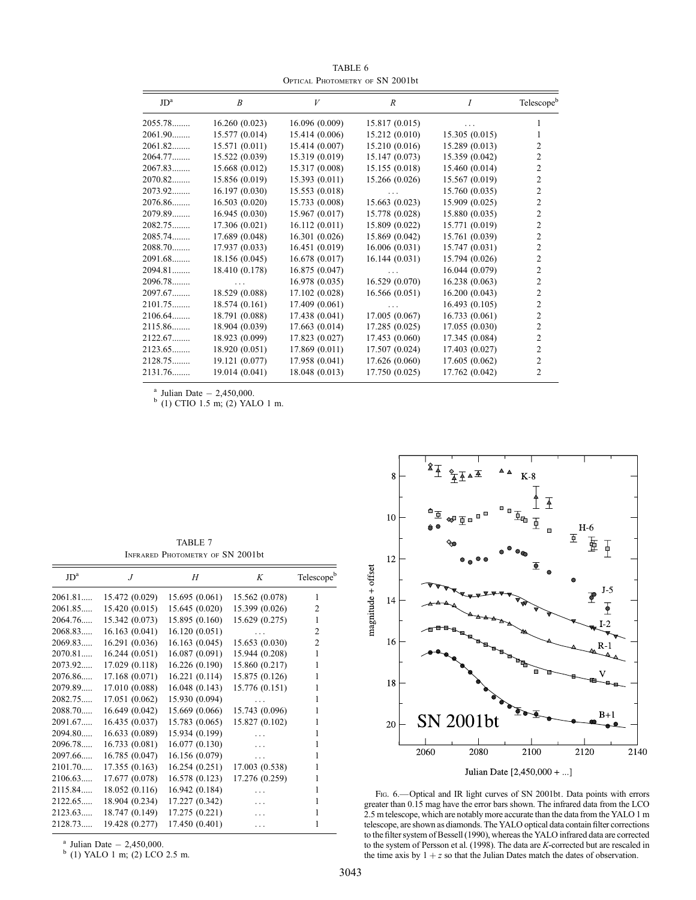TABLE 6

Optical Photometry of SN 2001bt

| JD[a] | $B$ | $V$ | $R$ | $I$ | Telescope[b] |
|---|---|---|---|---|---|
| 2055.78........ | 16.260 (0.023) | 16.096 (0.009) | 15.817 (0.015) | ... | 1 |
| 2061.90........ | 15.577 (0.014) | 15.414 (0.006) | 15.212 (0.010) | 15.305 (0.015) | 1 |
| 2061.82........ | 15.571 (0.011) | 15.414 (0.007) | 15.210 (0.016) | 15.289 (0.013) | 2 |
| 2064.77........ | 15.522 (0.039) | 15.319 (0.019) | 15.147 (0.073) | 15.359 (0.042) | 2 |
| 2067.83........ | 15.668 (0.012) | 15.317 (0.008) | 15.155 (0.018) | 15.460 (0.014) | 2 |
| 2070.82........ | 15.856 (0.019) | 15.393 (0.011) | 15.266 (0.026) | 15.567 (0.019) | 2 |
| 2073.92........ | 16.197 (0.030) | 15.553 (0.018) | ... | 15.760 (0.035) | 2 |
| 2076.86........ | 16.503 (0.020) | 15.733 (0.008) | 15.663 (0.023) | 15.909 (0.025) | 2 |
| 2079.89........ | 16.945 (0.030) | 15.967 (0.017) | 15.778 (0.028) | 15.880 (0.035) | 2 |
| 2082.75........ | 17.306 (0.021) | 16.112 (0.011) | 15.809 (0.022) | 15.771 (0.019) | 2 |
| 2085.74........ | 17.689 (0.048) | 16.301 (0.026) | 15.869 (0.042) | 15.761 (0.039) | 2 |
| 2088.70........ | 17.937 (0.033) | 16.451 (0.019) | 16.006 (0.031) | 15.747 (0.031) | 2 |
| 2091.68........ | 18.156 (0.045) | 16.678 (0.017) | 16.144 (0.031) | 15.794 (0.026) | 2 |
| 2094.81........ | 18.410 (0.178) | 16.875 (0.047) | ... | 16.044 (0.079) | 2 |
| 2096.78........ | ... | 16.978 (0.035) | 16.529 (0.070) | 16.238 (0.063) | 2 |
| 2097.67........ | 18.529 (0.088) | 17.102 (0.028) | 16.566 (0.051) | 16.200 (0.043) | 2 |
| 2101.75........ | 18.574 (0.161) | 17.409 (0.061) | ... | 16.493 (0.105) | 2 |
| 2106.64........ | 18.791 (0.088) | 17.438 (0.041) | 17.005 (0.067) | 16.733 (0.061) | 2 |
| 2115.86........ | 18.904 (0.039) | 17.663 (0.014) | 17.285 (0.025) | 17.055 (0.030) | 2 |
| 2122.67........ | 18.923 (0.099) | 17.823 (0.027) | 17.453 (0.060) | 17.345 (0.084) | 2 |
| 2123.65........ | 18.920 (0.051) | 17.869 (0.011) | 17.507 (0.024) | 17.403 (0.027) | 2 |
| 2128.75........ | 19.121 (0.077) | 17.958 (0.041) | 17.626 (0.060) | 17.605 (0.062) | 2 |
| 2131.76........ | 19.014 (0.041) | 18.048 (0.013) | 17.750 (0.025) | 17.762 (0.042) | 2 |

[a] Julian Date − 2,450,000.
[b] (1) CTIO 1.5 m; (2) YALO 1 m.

TABLE 7

Infrared Photometry of SN 2001bt

| JD[a] | $J$ | $H$ | $K$ | Telescope[b] |
|---|---|---|---|---|
| 2061.81..... | 15.472 (0.029) | 15.695 (0.061) | 15.562 (0.078) | 1 |
| 2061.85..... | 15.420 (0.015) | 15.645 (0.020) | 15.399 (0.026) | 2 |
| 2064.76..... | 15.342 (0.073) | 15.895 (0.160) | 15.629 (0.275) | 1 |
| 2068.83..... | 16.163 (0.041) | 16.120 (0.051) | ... | 2 |
| 2069.83..... | 16.291 (0.036) | 16.163 (0.045) | 15.653 (0.030) | 2 |
| 2070.81..... | 16.244 (0.051) | 16.087 (0.091) | 15.944 (0.208) | 1 |
| 2073.92..... | 17.029 (0.118) | 16.226 (0.190) | 15.860 (0.217) | 1 |
| 2076.86..... | 17.168 (0.071) | 16.221 (0.114) | 15.875 (0.126) | 1 |
| 2079.89..... | 17.010 (0.088) | 16.048 (0.143) | 15.776 (0.151) | 1 |
| 2082.75..... | 17.051 (0.062) | 15.930 (0.094) | ... | 1 |
| 2088.70..... | 16.649 (0.042) | 15.669 (0.066) | 15.743 (0.096) | 1 |
| 2091.67..... | 16.435 (0.037) | 15.783 (0.065) | 15.827 (0.102) | 1 |
| 2094.80..... | 16.633 (0.089) | 15.934 (0.199) | ... | 1 |
| 2096.78..... | 16.733 (0.081) | 16.077 (0.130) | ... | 1 |
| 2097.66..... | 16.785 (0.047) | 16.156 (0.079) | ... | 1 |
| 2101.70..... | 17.355 (0.163) | 16.254 (0.251) | 17.003 (0.538) | 1 |
| 2106.63..... | 17.677 (0.078) | 16.578 (0.123) | 17.276 (0.259) | 1 |
| 2115.84..... | 18.052 (0.116) | 16.942 (0.184) | ... | 1 |
| 2122.65..... | 18.904 (0.234) | 17.227 (0.342) | ... | 1 |
| 2123.63..... | 18.747 (0.149) | 17.275 (0.221) | ... | 1 |
| 2128.73..... | 19.428 (0.277) | 17.450 (0.401) | ... | 1 |

[a] Julian Date − 2,450,000.
[b] (1) YALO 1 m; (2) LCO 2.5 m.

Fig. 6.—Optical and IR light curves of SN 2001bt. Data points with errors greater than 0.15 mag have the error bars shown. The infrared data from the LCO 2.5 m telescope, which are notably more accurate than the data from the YALO 1 m telescope, are shown as diamonds. The YALO optical data contain filter corrections to the filter system of Bessell (1990), whereas the YALO infrared data are corrected to the system of Persson et al. (1998). The data are $K$-corrected but are rescaled in the time axis by $1 + z$ so that the Julian Dates match the dates of observation.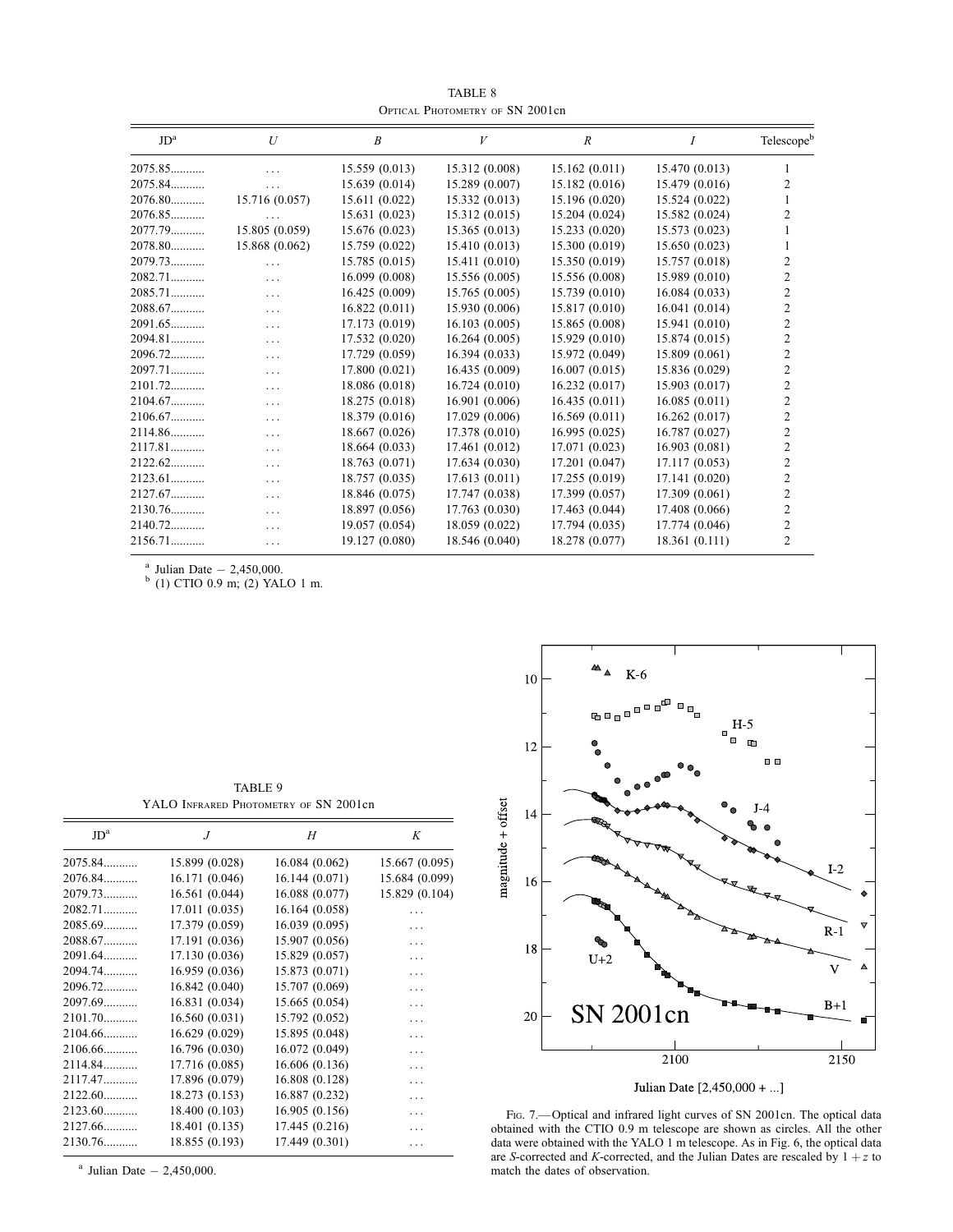TABLE 8

Optical Photometry of SN 2001cn

| JD[a] | $U$ | $B$ | $V$ | $R$ | $I$ | Telescope[b] |
|---|---|---|---|---|---|---|
| 2075.85 | ... | 15.559 (0.013) | 15.312 (0.008) | 15.162 (0.011) | 15.470 (0.013) | 1 |
| 2075.84 | ... | 15.639 (0.014) | 15.289 (0.007) | 15.182 (0.016) | 15.479 (0.016) | 2 |
| 2076.80 | 15.716 (0.057) | 15.611 (0.022) | 15.332 (0.013) | 15.196 (0.020) | 15.524 (0.022) | 1 |
| 2076.85 | ... | 15.631 (0.023) | 15.312 (0.015) | 15.204 (0.024) | 15.582 (0.024) | 2 |
| 2077.79 | 15.805 (0.059) | 15.676 (0.023) | 15.365 (0.013) | 15.233 (0.020) | 15.573 (0.023) | 1 |
| 2078.80 | 15.868 (0.062) | 15.759 (0.022) | 15.410 (0.013) | 15.300 (0.019) | 15.650 (0.023) | 1 |
| 2079.73 | ... | 15.785 (0.015) | 15.411 (0.010) | 15.350 (0.019) | 15.757 (0.018) | 2 |
| 2082.71 | ... | 16.099 (0.008) | 15.556 (0.005) | 15.556 (0.008) | 15.989 (0.010) | 2 |
| 2085.71 | ... | 16.425 (0.009) | 15.765 (0.005) | 15.739 (0.010) | 16.084 (0.033) | 2 |
| 2088.67 | ... | 16.822 (0.011) | 15.930 (0.006) | 15.817 (0.010) | 16.041 (0.014) | 2 |
| 2091.65 | ... | 17.173 (0.019) | 16.103 (0.005) | 15.865 (0.008) | 15.941 (0.010) | 2 |
| 2094.81 | ... | 17.532 (0.020) | 16.264 (0.005) | 15.929 (0.010) | 15.874 (0.015) | 2 |
| 2096.72 | ... | 17.729 (0.059) | 16.394 (0.033) | 15.972 (0.049) | 15.809 (0.061) | 2 |
| 2097.71 | ... | 17.800 (0.021) | 16.435 (0.009) | 16.007 (0.015) | 15.836 (0.029) | 2 |
| 2101.72 | ... | 18.086 (0.018) | 16.724 (0.010) | 16.232 (0.017) | 15.903 (0.017) | 2 |
| 2104.67 | ... | 18.275 (0.018) | 16.901 (0.006) | 16.435 (0.011) | 16.085 (0.011) | 2 |
| 2106.67 | ... | 18.379 (0.016) | 17.029 (0.006) | 16.569 (0.011) | 16.262 (0.017) | 2 |
| 2114.86 | ... | 18.667 (0.026) | 17.378 (0.010) | 16.995 (0.025) | 16.787 (0.027) | 2 |
| 2117.81 | ... | 18.664 (0.033) | 17.461 (0.012) | 17.071 (0.023) | 16.903 (0.081) | 2 |
| 2122.62 | ... | 18.763 (0.071) | 17.634 (0.030) | 17.201 (0.047) | 17.117 (0.053) | 2 |
| 2123.61 | ... | 18.757 (0.035) | 17.613 (0.011) | 17.255 (0.019) | 17.141 (0.020) | 2 |
| 2127.67 | ... | 18.846 (0.075) | 17.747 (0.038) | 17.399 (0.057) | 17.309 (0.061) | 2 |
| 2130.76 | ... | 18.897 (0.056) | 17.763 (0.030) | 17.463 (0.044) | 17.408 (0.066) | 2 |
| 2140.72 | ... | 19.057 (0.054) | 18.059 (0.022) | 17.794 (0.035) | 17.774 (0.046) | 2 |
| 2156.71 | ... | 19.127 (0.080) | 18.546 (0.040) | 18.278 (0.077) | 18.361 (0.111) | 2 |

[a] Julian Date − 2,450,000.
[b] (1) CTIO 0.9 m; (2) YALO 1 m.

TABLE 9

YALO Infrared Photometry of SN 2001cn

| JD[a] | $J$ | $H$ | $K$ |
|---|---|---|---|
| 2075.84 | 15.899 (0.028) | 16.084 (0.062) | 15.667 (0.095) |
| 2076.84 | 16.171 (0.046) | 16.144 (0.071) | 15.684 (0.099) |
| 2079.73 | 16.561 (0.044) | 16.088 (0.077) | 15.829 (0.104) |
| 2082.71 | 17.011 (0.035) | 16.164 (0.058) | ... |
| 2085.69 | 17.379 (0.059) | 16.039 (0.095) | ... |
| 2088.67 | 17.191 (0.036) | 15.907 (0.056) | ... |
| 2091.64 | 17.130 (0.036) | 15.829 (0.057) | ... |
| 2094.74 | 16.959 (0.036) | 15.873 (0.071) | ... |
| 2096.72 | 16.842 (0.040) | 15.707 (0.069) | ... |
| 2097.69 | 16.831 (0.034) | 15.665 (0.054) | ... |
| 2101.70 | 16.560 (0.031) | 15.792 (0.052) | ... |
| 2104.66 | 16.629 (0.029) | 15.895 (0.048) | ... |
| 2106.66 | 16.796 (0.030) | 16.072 (0.049) | ... |
| 2114.84 | 17.716 (0.085) | 16.606 (0.136) | ... |
| 2117.47 | 17.896 (0.079) | 16.808 (0.128) | ... |
| 2122.60 | 18.273 (0.153) | 16.887 (0.232) | ... |
| 2123.60 | 18.400 (0.103) | 16.905 (0.156) | ... |
| 2127.66 | 18.401 (0.135) | 17.445 (0.216) | ... |
| 2130.76 | 18.855 (0.193) | 17.449 (0.301) | ... |

[a] Julian Date − 2,450,000.

Fig. 7.—Optical and infrared light curves of SN 2001cn. The optical data obtained with the CTIO 0.9 m telescope are shown as circles. All the other data were obtained with the YALO 1 m telescope. As in Fig. 6, the optical data are S-corrected and K-corrected, and the Julian Dates are rescaled by $1 + z$ to match the dates of observation.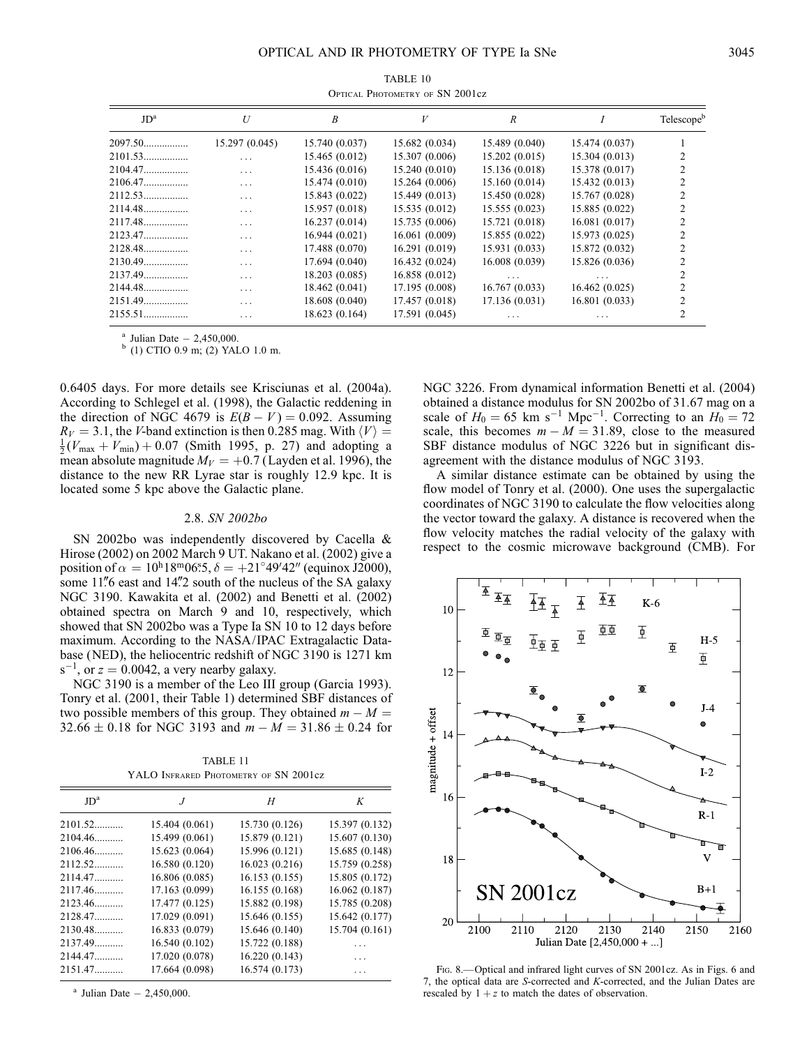TABLE 10

Optical Photometry of SN 2001cz

| JD[a] | $U$ | $B$ | $V$ | $R$ | $I$ | Telescope[b] |
|---|---|---|---|---|---|---|
| 2097.50 | 15.297 (0.045) | 15.740 (0.037) | 15.682 (0.034) | 15.489 (0.040) | 15.474 (0.037) | 1 |
| 2101.53 | ... | 15.465 (0.012) | 15.307 (0.006) | 15.202 (0.015) | 15.304 (0.013) | 2 |
| 2104.47 | ... | 15.436 (0.016) | 15.240 (0.010) | 15.136 (0.018) | 15.378 (0.017) | 2 |
| 2106.47 | ... | 15.474 (0.010) | 15.264 (0.006) | 15.160 (0.014) | 15.432 (0.013) | 2 |
| 2112.53 | ... | 15.843 (0.022) | 15.449 (0.013) | 15.450 (0.028) | 15.767 (0.028) | 2 |
| 2114.48 | ... | 15.957 (0.018) | 15.535 (0.012) | 15.555 (0.023) | 15.885 (0.022) | 2 |
| 2117.48 | ... | 16.237 (0.014) | 15.735 (0.006) | 15.721 (0.018) | 16.081 (0.017) | 2 |
| 2123.47 | ... | 16.944 (0.021) | 16.061 (0.009) | 15.855 (0.022) | 15.973 (0.025) | 2 |
| 2128.48 | ... | 17.488 (0.070) | 16.291 (0.019) | 15.931 (0.033) | 15.872 (0.032) | 2 |
| 2130.49 | ... | 17.694 (0.040) | 16.432 (0.024) | 16.008 (0.039) | 15.826 (0.036) | 2 |
| 2137.49 | ... | 18.203 (0.085) | 16.858 (0.012) | ... | ... | 2 |
| 2144.48 | ... | 18.462 (0.041) | 17.195 (0.008) | 16.767 (0.033) | 16.462 (0.025) | 2 |
| 2151.49 | ... | 18.608 (0.040) | 17.457 (0.018) | 17.136 (0.031) | 16.801 (0.033) | 2 |
| 2155.51 | ... | 18.623 (0.164) | 17.591 (0.045) | ... | ... | 2 |

[a] Julian Date − 2,450,000.
[b] (1) CTIO 0.9 m; (2) YALO 1.0 m.

0.6405 days. For more details see Krisciunas et al. (2004a). According to Schlegel et al. (1998), the Galactic reddening in the direction of NGC 4679 is $E(B-V) = 0.092$. Assuming $R_V = 3.1$, the $V$-band extinction is then 0.285 mag. With $\langle V \rangle = \frac{1}{2}(V_{\rm max} + V_{\rm min}) + 0.07$ (Smith 1995, p. 27) and adopting a mean absolute magnitude $M_V = +0.7$ (Layden et al. 1996), the distance to the new RR Lyrae star is roughly 12.9 kpc. It is located some 5 kpc above the Galactic plane.

### 2.8. *SN 2002bo*

SN 2002bo was independently discovered by Cacella & Hirose (2002) on 2002 March 9 UT. Nakano et al. (2002) give a position of $\alpha = 10^{\rm h}18^{\rm m}06\overset{\rm s}{.}5$, $\delta = +21°49'42''$ (equinox J2000), some 11$''$6 east and 14$''$2 south of the nucleus of the SA galaxy NGC 3190. Kawakita et al. (2002) and Benetti et al. (2002) obtained spectra on March 9 and 10, respectively, which showed that SN 2002bo was a Type Ia SN 10 to 12 days before maximum. According to the NASA/IPAC Extragalactic Database (NED), the heliocentric redshift of NGC 3190 is 1271 km s$^{-1}$, or $z = 0.0042$, a very nearby galaxy.

NGC 3190 is a member of the Leo III group (Garcia 1993). Tonry et al. (2001, their Table 1) determined SBF distances of two possible members of this group. They obtained $m - M = 32.66 \pm 0.18$ for NGC 3193 and $m - M = 31.86 \pm 0.24$ for NGC 3226. From dynamical information Benetti et al. (2004) obtained a distance modulus for SN 2002bo of 31.67 mag on a scale of $H_0 = 65$ km s$^{-1}$ Mpc$^{-1}$. Correcting to an $H_0 = 72$ scale, this becomes $m - M = 31.89$, close to the measured SBF distance modulus of NGC 3226 but in significant disagreement with the distance modulus of NGC 3193.

A similar distance estimate can be obtained by using the flow model of Tonry et al. (2000). One uses the supergalactic coordinates of NGC 3190 to calculate the flow velocities along the vector toward the galaxy. A distance is recovered when the flow velocity matches the radial velocity of the galaxy with respect to the cosmic microwave background (CMB). For

TABLE 11

YALO Infrared Photometry of SN 2001cz

| JD[a] | $J$ | $H$ | $K$ |
|---|---|---|---|
| 2101.52 | 15.404 (0.061) | 15.730 (0.126) | 15.397 (0.132) |
| 2104.46 | 15.499 (0.061) | 15.879 (0.121) | 15.607 (0.130) |
| 2106.46 | 15.623 (0.064) | 15.996 (0.121) | 15.685 (0.148) |
| 2112.52 | 16.580 (0.120) | 16.023 (0.216) | 15.759 (0.258) |
| 2114.47 | 16.806 (0.085) | 16.153 (0.155) | 15.805 (0.172) |
| 2117.46 | 17.163 (0.099) | 16.155 (0.168) | 16.062 (0.187) |
| 2123.46 | 17.477 (0.125) | 15.882 (0.198) | 15.785 (0.208) |
| 2128.47 | 17.029 (0.091) | 15.646 (0.155) | 15.642 (0.177) |
| 2130.48 | 16.833 (0.079) | 15.646 (0.140) | 15.704 (0.161) |
| 2137.49 | 16.540 (0.102) | 15.722 (0.188) | ... |
| 2144.47 | 17.020 (0.078) | 16.220 (0.143) | ... |
| 2151.47 | 17.664 (0.098) | 16.574 (0.173) | ... |

[a] Julian Date − 2,450,000.

Fig. 8.—Optical and infrared light curves of SN 2001cz. As in Figs. 6 and 7, the optical data are $S$-corrected and $K$-corrected, and the Julian Dates are rescaled by $1 + z$ to match the dates of observation.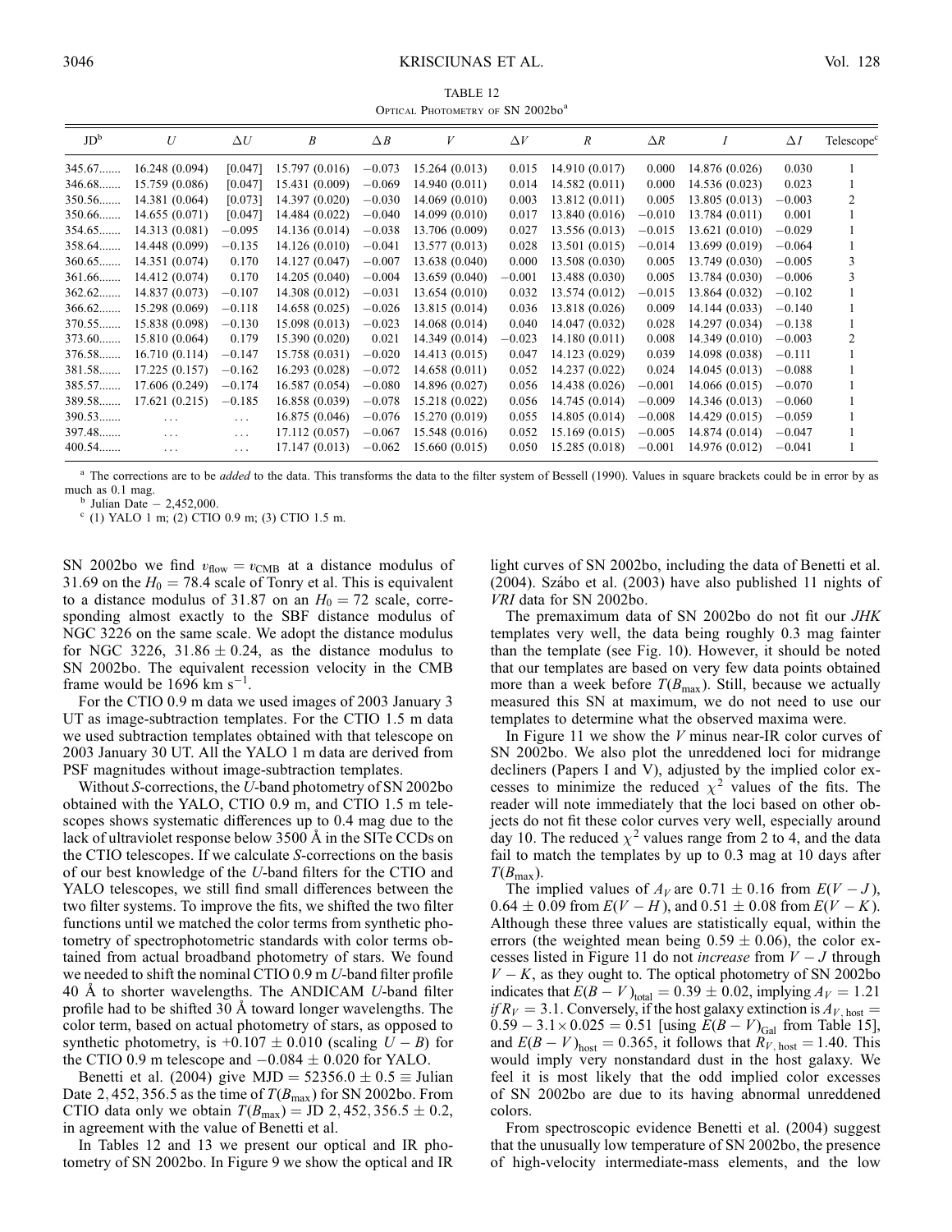TABLE 12

Optical Photometry of SN 2002bo[a]

| JD[b] | $U$ | $\Delta U$ | $B$ | $\Delta B$ | $V$ | $\Delta V$ | $R$ | $\Delta R$ | $I$ | $\Delta I$ | Telescope[c] |
|---|---|---|---|---|---|---|---|---|---|---|---|
| 345.67....... | 16.248 (0.094) | [0.047] | 15.797 (0.016) | −0.073 | 15.264 (0.013) | 0.015 | 14.910 (0.017) | 0.000 | 14.876 (0.026) | 0.030 | 1 |
| 346.68....... | 15.759 (0.086) | [0.047] | 15.431 (0.009) | −0.069 | 14.940 (0.011) | 0.014 | 14.582 (0.011) | 0.000 | 14.536 (0.023) | 0.023 | 1 |
| 350.56....... | 14.381 (0.064) | [0.073] | 14.397 (0.020) | −0.030 | 14.069 (0.010) | 0.003 | 13.812 (0.011) | 0.005 | 13.805 (0.013) | −0.003 | 2 |
| 350.66....... | 14.655 (0.071) | [0.047] | 14.484 (0.022) | −0.040 | 14.099 (0.010) | 0.017 | 13.840 (0.016) | −0.010 | 13.784 (0.011) | 0.001 | 1 |
| 354.65....... | 14.313 (0.081) | −0.095 | 14.136 (0.014) | −0.038 | 13.706 (0.009) | 0.027 | 13.556 (0.013) | −0.015 | 13.621 (0.010) | −0.029 | 1 |
| 358.64....... | 14.448 (0.099) | −0.135 | 14.126 (0.010) | −0.041 | 13.577 (0.013) | 0.028 | 13.501 (0.015) | −0.014 | 13.699 (0.019) | −0.064 | 1 |
| 360.65....... | 14.351 (0.074) | 0.170 | 14.127 (0.047) | −0.007 | 13.638 (0.040) | 0.000 | 13.508 (0.030) | 0.005 | 13.749 (0.030) | −0.005 | 3 |
| 361.66....... | 14.412 (0.074) | 0.170 | 14.205 (0.040) | −0.004 | 13.659 (0.040) | −0.001 | 13.488 (0.030) | 0.005 | 13.784 (0.030) | −0.006 | 3 |
| 362.62....... | 14.837 (0.073) | −0.107 | 14.308 (0.012) | −0.031 | 13.654 (0.010) | 0.032 | 13.574 (0.012) | −0.015 | 13.864 (0.032) | −0.102 | 1 |
| 366.62....... | 15.298 (0.069) | −0.118 | 14.658 (0.025) | −0.026 | 13.815 (0.014) | 0.036 | 13.818 (0.026) | 0.009 | 14.144 (0.033) | −0.140 | 1 |
| 370.55....... | 15.838 (0.098) | −0.130 | 15.098 (0.013) | −0.023 | 14.068 (0.014) | 0.040 | 14.047 (0.032) | 0.028 | 14.297 (0.034) | −0.138 | 1 |
| 373.60....... | 15.810 (0.064) | 0.179 | 15.390 (0.020) | 0.021 | 14.349 (0.014) | −0.023 | 14.180 (0.011) | 0.008 | 14.349 (0.010) | −0.003 | 2 |
| 376.58....... | 16.710 (0.114) | −0.147 | 15.758 (0.031) | −0.020 | 14.413 (0.015) | 0.047 | 14.123 (0.029) | 0.039 | 14.098 (0.038) | −0.111 | 1 |
| 381.58....... | 17.225 (0.157) | −0.162 | 16.293 (0.028) | −0.072 | 14.658 (0.011) | 0.052 | 14.237 (0.022) | 0.024 | 14.045 (0.013) | −0.088 | 1 |
| 385.57....... | 17.606 (0.249) | −0.174 | 16.587 (0.054) | −0.080 | 14.896 (0.027) | 0.056 | 14.438 (0.026) | −0.001 | 14.066 (0.015) | −0.070 | 1 |
| 389.58....... | 17.621 (0.215) | −0.185 | 16.858 (0.039) | −0.078 | 15.218 (0.022) | 0.056 | 14.745 (0.014) | −0.009 | 14.346 (0.013) | −0.060 | 1 |
| 390.53....... | ... | ... | 16.875 (0.046) | −0.076 | 15.270 (0.019) | 0.055 | 14.805 (0.014) | −0.008 | 14.429 (0.015) | −0.059 | 1 |
| 397.48....... | ... | ... | 17.112 (0.057) | −0.067 | 15.548 (0.016) | 0.052 | 15.169 (0.015) | −0.005 | 14.874 (0.014) | −0.047 | 1 |
| 400.54....... | ... | ... | 17.147 (0.013) | −0.062 | 15.660 (0.015) | 0.050 | 15.285 (0.018) | −0.001 | 14.976 (0.012) | −0.041 | 1 |

[a] The corrections are to be *added* to the data. This transforms the data to the filter system of Bessell (1990). Values in square brackets could be in error by as much as 0.1 mag.

[b] Julian Date − 2,452,000.

[c] (1) YALO 1 m; (2) CTIO 0.9 m; (3) CTIO 1.5 m.

SN 2002bo we find $v_{\rm flow} = v_{\rm CMB}$ at a distance modulus of 31.69 on the $H_0 = 78.4$ scale of Tonry et al. This is equivalent to a distance modulus of 31.87 on an $H_0 = 72$ scale, corresponding almost exactly to the SBF distance modulus of NGC 3226 on the same scale. We adopt the distance modulus for NGC 3226, $31.86 \pm 0.24$, as the distance modulus to SN 2002bo. The equivalent recession velocity in the CMB frame would be 1696 km s$^{-1}$.

For the CTIO 0.9 m data we used images of 2003 January 3 UT as image-subtraction templates. For the CTIO 1.5 m data we used subtraction templates obtained with that telescope on 2003 January 30 UT. All the YALO 1 m data are derived from PSF magnitudes without image-subtraction templates.

Without *S*-corrections, the *U*-band photometry of SN 2002bo obtained with the YALO, CTIO 0.9 m, and CTIO 1.5 m telescopes shows systematic differences up to 0.4 mag due to the lack of ultraviolet response below 3500 Å in the SITe CCDs on the CTIO telescopes. If we calculate *S*-corrections on the basis of our best knowledge of the *U*-band filters for the CTIO and YALO telescopes, we still find small differences between the two filter systems. To improve the fits, we shifted the two filter functions until we matched the color terms from synthetic photometry of spectrophotometric standards with color terms obtained from actual broadband photometry of stars. We found we needed to shift the nominal CTIO 0.9 m *U*-band filter profile 40 Å to shorter wavelengths. The ANDICAM *U*-band filter profile had to be shifted 30 Å toward longer wavelengths. The color term, based on actual photometry of stars, as opposed to synthetic photometry, is $+0.107 \pm 0.010$ (scaling $U-B$) for the CTIO 0.9 m telescope and $-0.084 \pm 0.020$ for YALO.

Benetti et al. (2004) give MJD = 52356.0 ± 0.5 ≡ Julian Date 2,452,356.5 as the time of $T(B_{\rm max})$ for SN 2002bo. From CTIO data only we obtain $T(B_{\rm max})$ = JD 2,452,356.5 ± 0.2, in agreement with the value of Benetti et al.

In Tables 12 and 13 we present our optical and IR photometry of SN 2002bo. In Figure 9 we show the optical and IR light curves of SN 2002bo, including the data of Benetti et al. (2004). Szábo et al. (2003) have also published 11 nights of *VRI* data for SN 2002bo.

The premaximum data of SN 2002bo do not fit our *JHK* templates very well, the data being roughly 0.3 mag fainter than the template (see Fig. 10). However, it should be noted that our templates are based on very few data points obtained more than a week before $T(B_{\rm max})$. Still, because we actually measured this SN at maximum, we do not need to use our templates to determine what the observed maxima were.

In Figure 11 we show the *V* minus near-IR color curves of SN 2002bo. We also plot the unreddened loci for midrange decliners (Papers I and V), adjusted by the implied color excesses to minimize the reduced $\chi^2$ values of the fits. The reader will note immediately that the loci based on other objects do not fit these color curves very well, especially around day 10. The reduced $\chi^2$ values range from 2 to 4, and the data fail to match the templates by up to 0.3 mag at 10 days after $T(B_{\rm max})$.

The implied values of $A_V$ are $0.71 \pm 0.16$ from $E(V-J)$, $0.64 \pm 0.09$ from $E(V-H)$, and $0.51 \pm 0.08$ from $E(V-K)$. Although these three values are statistically equal, within the errors (the weighted mean being $0.59 \pm 0.06$), the color excesses listed in Figure 11 do not *increase* from $V-J$ through $V-K$, as they ought to. The optical photometry of SN 2002bo indicates that $E(B-V)_{\rm total} = 0.39 \pm 0.02$, implying $A_V = 1.21$ *if* $R_V = 3.1$. Conversely, if the host galaxy extinction is $A_{V,\,\rm host} = 0.59 - 3.1 \times 0.025 = 0.51$ [using $E(B-V)_{\rm Gal}$ from Table 15], and $E(B-V)_{\rm host} = 0.365$, it follows that $R_{V,\,\rm host} = 1.40$. This would imply very nonstandard dust in the host galaxy. We feel it is most likely that the odd implied color excesses of SN 2002bo are due to its having abnormal unreddened colors.

From spectroscopic evidence Benetti et al. (2004) suggest that the unusually low temperature of SN 2002bo, the presence of high-velocity intermediate-mass elements, and the low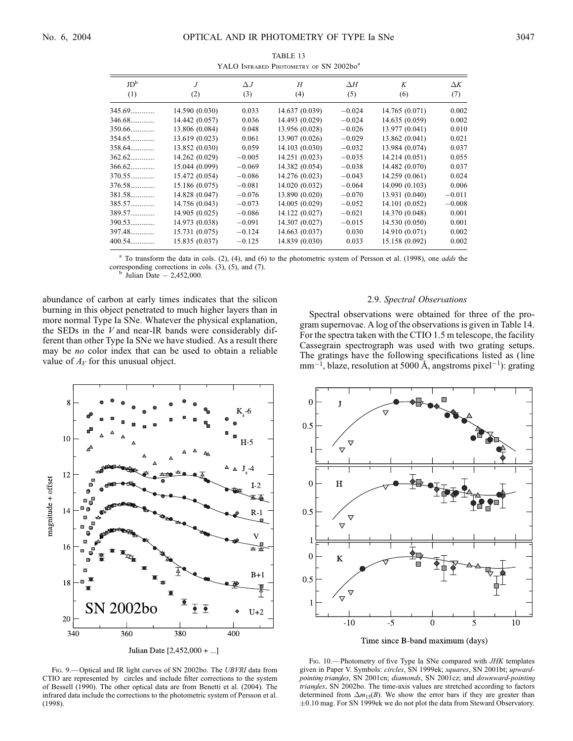TABLE 13

YALO INFRARED PHOTOMETRY OF SN 2002bo[a]

| JD[b] (1) | $J$ (2) | $\Delta J$ (3) | $H$ (4) | $\Delta H$ (5) | $K$ (6) | $\Delta K$ (7) |
|---|---|---|---|---|---|---|
| 345.69 | 14.590 (0.030) | 0.033 | 14.637 (0.039) | −0.024 | 14.765 (0.071) | 0.002 |
| 346.68 | 14.442 (0.057) | 0.036 | 14.493 (0.029) | −0.024 | 14.635 (0.059) | 0.002 |
| 350.66 | 13.806 (0.084) | 0.048 | 13.956 (0.028) | −0.026 | 13.977 (0.041) | 0.010 |
| 354.65 | 13.619 (0.023) | 0.061 | 13.907 (0.026) | −0.029 | 13.862 (0.041) | 0.021 |
| 358.64 | 13.852 (0.030) | 0.059 | 14.103 (0.030) | −0.032 | 13.984 (0.074) | 0.037 |
| 362.62 | 14.262 (0.029) | −0.005 | 14.251 (0.023) | −0.035 | 14.214 (0.051) | 0.055 |
| 366.62 | 15.044 (0.099) | −0.069 | 14.382 (0.054) | −0.038 | 14.482 (0.070) | 0.037 |
| 370.55 | 15.472 (0.054) | −0.086 | 14.276 (0.023) | −0.043 | 14.259 (0.061) | 0.024 |
| 376.58 | 15.186 (0.075) | −0.081 | 14.020 (0.032) | −0.064 | 14.090 (0.103) | 0.006 |
| 381.58 | 14.828 (0.047) | −0.076 | 13.890 (0.020) | −0.070 | 13.931 (0.040) | −0.011 |
| 385.57 | 14.756 (0.043) | −0.073 | 14.005 (0.029) | −0.052 | 14.101 (0.052) | −0.008 |
| 389.57 | 14.905 (0.025) | −0.086 | 14.122 (0.027) | −0.021 | 14.370 (0.048) | 0.001 |
| 390.53 | 14.973 (0.038) | −0.091 | 14.307 (0.027) | −0.015 | 14.530 (0.050) | 0.001 |
| 397.48 | 15.731 (0.075) | −0.124 | 14.663 (0.037) | 0.030 | 14.910 (0.071) | 0.002 |
| 400.54 | 15.835 (0.037) | −0.125 | 14.839 (0.030) | 0.033 | 15.158 (0.092) | 0.002 |

[a] To transform the data in cols. (2), (4), and (6) to the photometric system of Persson et al. (1998), one *adds* the corresponding corrections in cols. (3), (5), and (7).

[b] Julian Date − 2,452,000.

abundance of carbon at early times indicates that the silicon burning in this object penetrated to much higher layers than in more normal Type Ia SNe. Whatever the physical explanation, the SEDs in the $V$ and near-IR bands were considerably different than other Type Ia SNe we have studied. As a result there may be *no* color index that can be used to obtain a reliable value of $A_V$ for this unusual object.

Fig. 9.—Optical and IR light curves of SN 2002bo. The *UBVRI* data from CTIO are represented by circles and include filter corrections to the system of Bessell (1990). The other optical data are from Benetti et al. (2004). The infrared data include the corrections to the photometric system of Persson et al. (1998).

### 2.9. *Spectral Observations*

Spectral observations were obtained for three of the program supernovae. A log of the observations is given in Table 14. For the spectra taken with the CTIO 1.5 m telescope, the facility Cassegrain spectrograph was used with two grating setups. The gratings have the following specifications listed as (line mm$^{-1}$, blaze, resolution at 5000 Å, angstroms pixel$^{-1}$): grating

Fig. 10.—Photometry of five Type Ia SNe compared with *JHK* templates given in Paper V. Symbols: *circles*, SN 1999ek; *squares*, SN 2001bt; *upward-pointing triangles*, SN 2001cn; *diamonds*, SN 2001cz; and *downward-pointing triangles*, SN 2002bo. The time-axis values are stretched according to factors determined from $\Delta m_{15}(B)$. We show the error bars if they are greater than ±0.10 mag. For SN 1999ek we do not plot the data from Steward Observatory.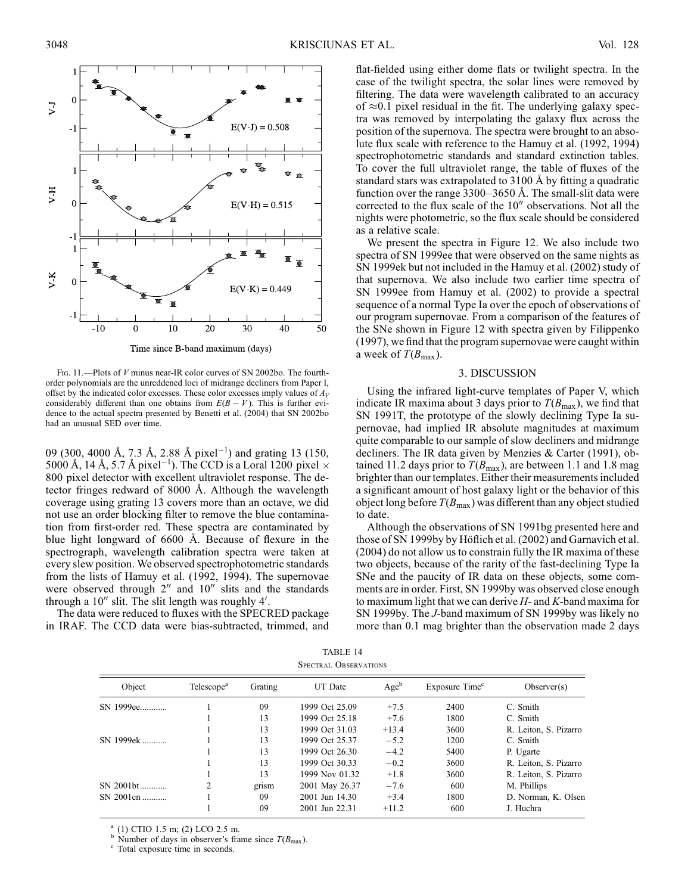Fig. 11.—Plots of $V$ minus near-IR color curves of SN 2002bo. The fourth-order polynomials are the unreddened loci of midrange decliners from Paper I, offset by the indicated color excesses. These color excesses imply values of $A_V$ considerably different than one obtains from $E(B-V)$. This is further evidence to the actual spectra presented by Benetti et al. (2004) that SN 2002bo had an unusual SED over time.

09 (300, 4000 Å, 7.3 Å, 2.88 Å pixel$^{-1}$) and grating 13 (150, 5000 Å, 14 Å, 5.7 Å pixel$^{-1}$). The CCD is a Loral 1200 pixel × 800 pixel detector with excellent ultraviolet response. The detector fringes redward of 8000 Å. Although the wavelength coverage using grating 13 covers more than an octave, we did not use an order blocking filter to remove the blue contamination from first-order red. These spectra are contaminated by blue light longward of 6600 Å. Because of flexure in the spectrograph, wavelength calibration spectra were taken at every slew position. We observed spectrophotometric standards from the lists of Hamuy et al. (1992, 1994). The supernovae were observed through 2″ and 10″ slits and the standards through a 10″ slit. The slit length was roughly 4′.

The data were reduced to fluxes with the SPECRED package in IRAF. The CCD data were bias-subtracted, trimmed, and flat-fielded using either dome flats or twilight spectra. In the case of the twilight spectra, the solar lines were removed by filtering. The data were wavelength calibrated to an accuracy of ≈0.1 pixel residual in the fit. The underlying galaxy spectra was removed by interpolating the galaxy flux across the position of the supernova. The spectra were brought to an absolute flux scale with reference to the Hamuy et al. (1992, 1994) spectrophotometric standards and standard extinction tables. To cover the full ultraviolet range, the table of fluxes of the standard stars was extrapolated to 3100 Å by fitting a quadratic function over the range 3300–3650 Å. The small-slit data were corrected to the flux scale of the 10″ observations. Not all the nights were photometric, so the flux scale should be considered as a relative scale.

We present the spectra in Figure 12. We also include two spectra of SN 1999ee that were observed on the same nights as SN 1999ek but not included in the Hamuy et al. (2002) study of that supernova. We also include two earlier time spectra of SN 1999ee from Hamuy et al. (2002) to provide a spectral sequence of a normal Type Ia over the epoch of observations of our program supernovae. From a comparison of the features of the SNe shown in Figure 12 with spectra given by Filippenko (1997), we find that the program supernovae were caught within a week of $T(B_{\max})$.

## 3. DISCUSSION

Using the infrared light-curve templates of Paper V, which indicate IR maxima about 3 days prior to $T(B_{\max})$, we find that SN 1991T, the prototype of the slowly declining Type Ia supernovae, had implied IR absolute magnitudes at maximum quite comparable to our sample of slow decliners and midrange decliners. The IR data given by Menzies & Carter (1991), obtained 11.2 days prior to $T(B_{\max})$, are between 1.1 and 1.8 mag brighter than our templates. Either their measurements included a significant amount of host galaxy light or the behavior of this object long before $T(B_{\max})$ was different than any object studied to date.

Although the observations of SN 1991bg presented here and those of SN 1999by by Höflich et al. (2002) and Garnavich et al. (2004) do not allow us to constrain fully the IR maxima of these two objects, because of the rarity of the fast-declining Type Ia SNe and the paucity of IR data on these objects, some comments are in order. First, SN 1999by was observed close enough to maximum light that we can derive $H$- and $K$-band maxima for SN 1999by. The $J$-band maximum of SN 1999by was likely no more than 0.1 mag brighter than the observation made 2 days

TABLE 14
Spectral Observations

| Object | Telescope[a] | Grating | UT Date | Age[b] | Exposure Time[c] | Observer(s) |
|---|---|---|---|---|---|---|
| SN 1999ee | 1 | 09 | 1999 Oct 25.09 | +7.5 | 2400 | C. Smith |
| | 1 | 13 | 1999 Oct 25.18 | +7.6 | 1800 | C. Smith |
| | 1 | 13 | 1999 Oct 31.03 | +13.4 | 3600 | R. Leiton, S. Pizarro |
| SN 1999ek | 1 | 13 | 1999 Oct 25.37 | −5.2 | 1200 | C. Smith |
| | 1 | 13 | 1999 Oct 26.30 | −4.2 | 5400 | P. Ugarte |
| | 1 | 13 | 1999 Oct 30.33 | −0.2 | 3600 | R. Leiton, S. Pizarro |
| | 1 | 13 | 1999 Nov 01.32 | +1.8 | 3600 | R. Leiton, S. Pizarro |
| SN 2001bt | 2 | grism | 2001 May 26.37 | −7.6 | 600 | M. Phillips |
| SN 2001cn | 1 | 09 | 2001 Jun 14.30 | +3.4 | 1800 | D. Norman, K. Olsen |
| | 1 | 09 | 2001 Jun 22.31 | +11.2 | 600 | J. Huchra |

[a] (1) CTIO 1.5 m; (2) LCO 2.5 m.
[b] Number of days in observer's frame since $T(B_{\max})$.
[c] Total exposure time in seconds.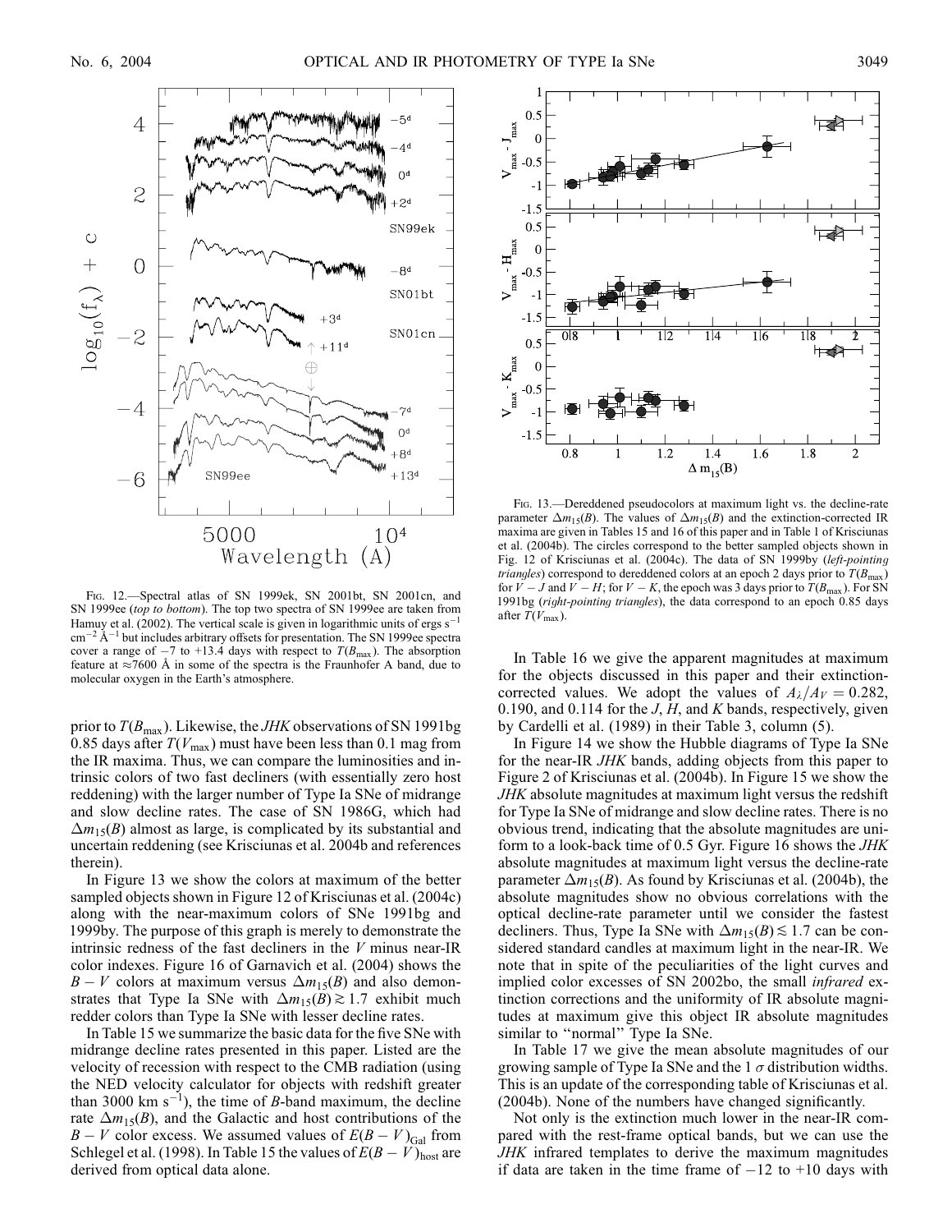FIG. 12.—Spectral atlas of SN 1999ek, SN 2001bt, SN 2001cn, and SN 1999ee (*top to bottom*). The top two spectra of SN 1999ee are taken from Hamuy et al. (2002). The vertical scale is given in logarithmic units of ergs $s^{-1}$ $cm^{-2}$ $Å^{-1}$ but includes arbitrary offsets for presentation. The SN 1999ee spectra cover a range of $-7$ to $+13.4$ days with respect to $T(B_{max})$. The absorption feature at $\approx$7600 Å in some of the spectra is the Fraunhofer A band, due to molecular oxygen in the Earth's atmosphere.

FIG. 13.—Dereddened pseudocolors at maximum light vs. the decline-rate parameter $\Delta m_{15}(B)$. The values of $\Delta m_{15}(B)$ and the extinction-corrected IR maxima are given in Tables 15 and 16 of this paper and in Table 1 of Krisciunas et al. (2004b). The circles correspond to the better sampled objects shown in Fig. 12 of Krisciunas et al. (2004c). The data of SN 1999by (*left-pointing triangles*) correspond to dereddened colors at an epoch 2 days prior to $T(B_{max})$ for $V-J$ and $V-H$; for $V-K$, the epoch was 3 days prior to $T(B_{max})$. For SN 1991bg (*right-pointing triangles*), the data correspond to an epoch 0.85 days after $T(V_{max})$.

prior to $T(B_{max})$. Likewise, the *JHK* observations of SN 1991bg 0.85 days after $T(V_{max})$ must have been less than 0.1 mag from the IR maxima. Thus, we can compare the luminosities and intrinsic colors of two fast decliners (with essentially zero host reddening) with the larger number of Type Ia SNe of midrange and slow decline rates. The case of SN 1986G, which had $\Delta m_{15}(B)$ almost as large, is complicated by its substantial and uncertain reddening (see Krisciunas et al. 2004b and references therein).

In Figure 13 we show the colors at maximum of the better sampled objects shown in Figure 12 of Krisciunas et al. (2004c) along with the near-maximum colors of SNe 1991bg and 1999by. The purpose of this graph is merely to demonstrate the intrinsic redness of the fast decliners in the $V$ minus near-IR color indexes. Figure 16 of Garnavich et al. (2004) shows the $B-V$ colors at maximum versus $\Delta m_{15}(B)$ and also demonstrates that Type Ia SNe with $\Delta m_{15}(B) \gtrsim 1.7$ exhibit much redder colors than Type Ia SNe with lesser decline rates.

In Table 15 we summarize the basic data for the five SNe with midrange decline rates presented in this paper. Listed are the velocity of recession with respect to the CMB radiation (using the NED velocity calculator for objects with redshift greater than 3000 km $s^{-1}$), the time of $B$-band maximum, the decline rate $\Delta m_{15}(B)$, and the Galactic and host contributions of the $B-V$ color excess. We assumed values of $E(B-V)_{Gal}$ from Schlegel et al. (1998). In Table 15 the values of $E(B-V)_{host}$ are derived from optical data alone.

In Table 16 we give the apparent magnitudes at maximum for the objects discussed in this paper and their extinction-corrected values. We adopt the values of $A_\lambda/A_V = 0.282$, 0.190, and 0.114 for the $J$, $H$, and $K$ bands, respectively, given by Cardelli et al. (1989) in their Table 3, column (5).

In Figure 14 we show the Hubble diagrams of Type Ia SNe for the near-IR *JHK* bands, adding objects from this paper to Figure 2 of Krisciunas et al. (2004b). In Figure 15 we show the *JHK* absolute magnitudes at maximum light versus the redshift for Type Ia SNe of midrange and slow decline rates. There is no obvious trend, indicating that the absolute magnitudes are uniform to a look-back time of 0.5 Gyr. Figure 16 shows the *JHK* absolute magnitudes at maximum light versus the decline-rate parameter $\Delta m_{15}(B)$. As found by Krisciunas et al. (2004b), the absolute magnitudes show no obvious correlations with the optical decline-rate parameter until we consider the fastest decliners. Thus, Type Ia SNe with $\Delta m_{15}(B) \lesssim 1.7$ can be considered standard candles at maximum light in the near-IR. We note that in spite of the peculiarities of the light curves and implied color excesses of SN 2002bo, the small *infrared* extinction corrections and the uniformity of IR absolute magnitudes at maximum give this object IR absolute magnitudes similar to "normal" Type Ia SNe.

In Table 17 we give the mean absolute magnitudes of our growing sample of Type Ia SNe and the 1 $\sigma$ distribution widths. This is an update of the corresponding table of Krisciunas et al. (2004b). None of the numbers have changed significantly.

Not only is the extinction much lower in the near-IR compared with the rest-frame optical bands, but we can use the *JHK* infrared templates to derive the maximum magnitudes if data are taken in the time frame of $-12$ to $+10$ days with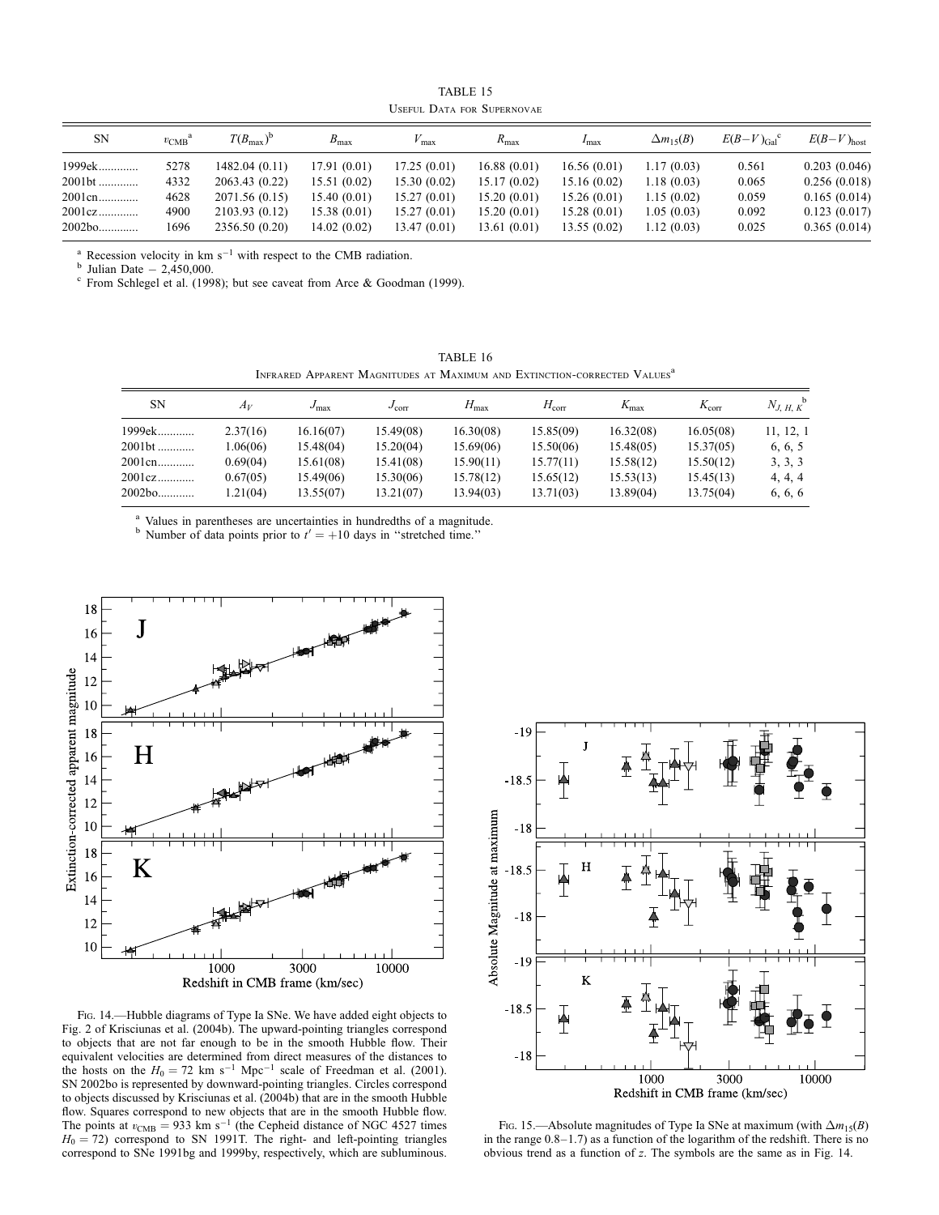TABLE 15

USEFUL DATA FOR SUPERNOVAE

| SN | $v_{CMB}$[a] | $T(B_{max})$[b] | $B_{max}$ | $V_{max}$ | $R_{max}$ | $I_{max}$ | $\Delta m_{15}(B)$ | $E(B-V)_{Gal}$[c] | $E(B-V)_{host}$ |
|---|---|---|---|---|---|---|---|---|---|
| 1999ek............ | 5278 | 1482.04 (0.11) | 17.91 (0.01) | 17.25 (0.01) | 16.88 (0.01) | 16.56 (0.01) | 1.17 (0.03) | 0.561 | 0.203 (0.046) |
| 2001bt ............ | 4332 | 2063.43 (0.22) | 15.51 (0.02) | 15.30 (0.02) | 15.17 (0.02) | 15.16 (0.02) | 1.18 (0.03) | 0.065 | 0.256 (0.018) |
| 2001cn............ | 4628 | 2071.56 (0.15) | 15.40 (0.01) | 15.27 (0.01) | 15.20 (0.01) | 15.26 (0.01) | 1.15 (0.02) | 0.059 | 0.165 (0.014) |
| 2001cz............ | 4900 | 2103.93 (0.12) | 15.38 (0.01) | 15.27 (0.01) | 15.20 (0.01) | 15.28 (0.01) | 1.05 (0.03) | 0.092 | 0.123 (0.017) |
| 2002bo............ | 1696 | 2356.50 (0.20) | 14.02 (0.02) | 13.47 (0.01) | 13.61 (0.01) | 13.55 (0.02) | 1.12 (0.03) | 0.025 | 0.365 (0.014) |

[a] Recession velocity in km s$^{-1}$ with respect to the CMB radiation.
[b] Julian Date − 2,450,000.
[c] From Schlegel et al. (1998); but see caveat from Arce & Goodman (1999).

TABLE 16

INFRARED APPARENT MAGNITUDES AT MAXIMUM AND EXTINCTION-CORRECTED VALUES[a]

| SN | $A_V$ | $J_{max}$ | $J_{corr}$ | $H_{max}$ | $H_{corr}$ | $K_{max}$ | $K_{corr}$ | $N_{J, H, K}$[b] |
|---|---|---|---|---|---|---|---|---|
| 1999ek............ | 2.37(16) | 16.16(07) | 15.49(08) | 16.30(08) | 15.85(09) | 16.32(08) | 16.05(08) | 11, 12, 1 |
| 2001bt ............ | 1.06(06) | 15.48(04) | 15.20(04) | 15.69(06) | 15.50(06) | 15.48(05) | 15.37(05) | 6, 6, 5 |
| 2001cn............ | 0.69(04) | 15.61(08) | 15.41(08) | 15.90(11) | 15.77(11) | 15.58(12) | 15.50(12) | 3, 3, 3 |
| 2001cz............ | 0.67(05) | 15.49(06) | 15.30(06) | 15.78(12) | 15.65(12) | 15.53(13) | 15.45(13) | 4, 4, 4 |
| 2002bo............ | 1.21(04) | 13.55(07) | 13.21(07) | 13.94(03) | 13.71(03) | 13.89(04) | 13.75(04) | 6, 6, 6 |

[a] Values in parentheses are uncertainties in hundredths of a magnitude.
[b] Number of data points prior to $t' = +10$ days in "stretched time."

FIG. 14.—Hubble diagrams of Type Ia SNe. We have added eight objects to Fig. 2 of Krisciunas et al. (2004b). The upward-pointing triangles correspond to objects that are not far enough to be in the smooth Hubble flow. Their equivalent velocities are determined from direct measures of the distances to the hosts on the $H_0 = 72$ km s$^{-1}$ Mpc$^{-1}$ scale of Freedman et al. (2001). SN 2002bo is represented by downward-pointing triangles. Circles correspond to objects discussed by Krisciunas et al. (2004b) that are in the smooth Hubble flow. Squares correspond to new objects that are in the smooth Hubble flow. The points at $v_{CMB} = 933$ km s$^{-1}$ (the Cepheid distance of NGC 4527 times $H_0 = 72$) correspond to SN 1991T. The right- and left-pointing triangles correspond to SNe 1991bg and 1999by, respectively, which are subluminous.

FIG. 15.—Absolute magnitudes of Type Ia SNe at maximum (with $\Delta m_{15}(B)$ in the range 0.8–1.7) as a function of the logarithm of the redshift. There is no obvious trend as a function of $z$. The symbols are the same as in Fig. 14.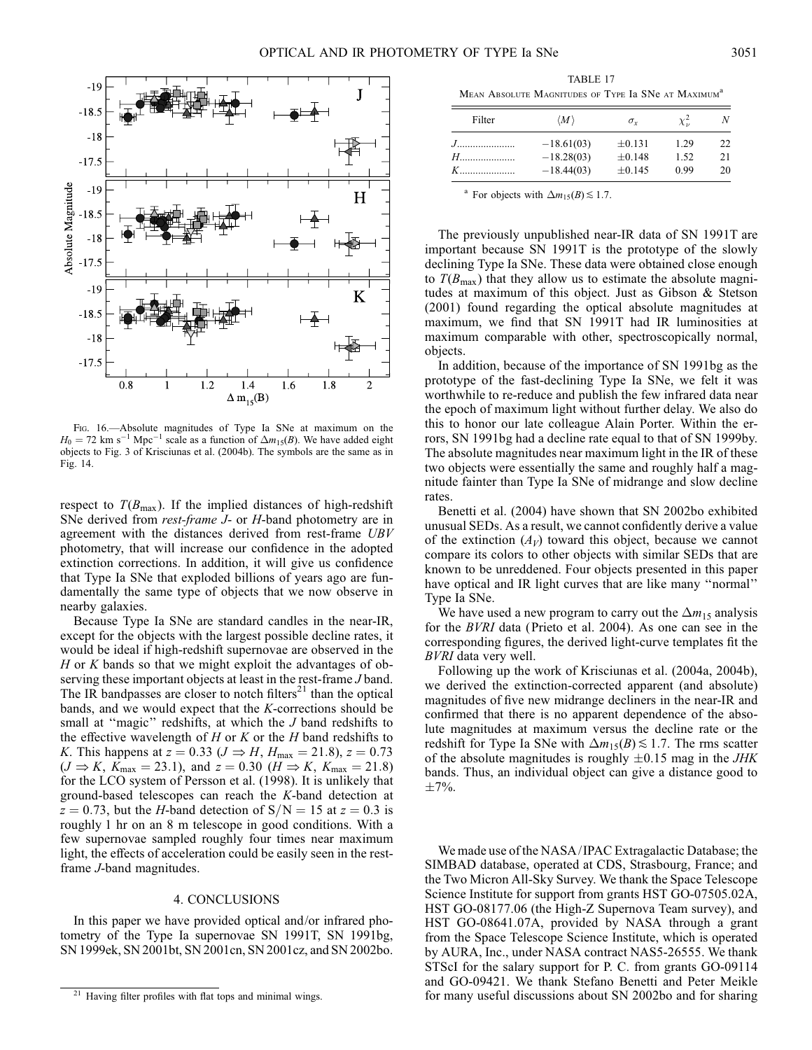FIG. 16.—Absolute magnitudes of Type Ia SNe at maximum on the $H_0 = 72$ km s$^{-1}$ Mpc$^{-1}$ scale as a function of $\Delta m_{15}(B)$. We have added eight objects to Fig. 3 of Krisciunas et al. (2004b). The symbols are the same as in Fig. 14.

respect to $T(B_{\rm max})$. If the implied distances of high-redshift SNe derived from *rest-frame J*- or *H*-band photometry are in agreement with the distances derived from rest-frame *UBV* photometry, that will increase our confidence in the adopted extinction corrections. In addition, it will give us confidence that Type Ia SNe that exploded billions of years ago are fundamentally the same type of objects that we now observe in nearby galaxies.

Because Type Ia SNe are standard candles in the near-IR, except for the objects with the largest possible decline rates, it would be ideal if high-redshift supernovae are observed in the *H* or *K* bands so that we might exploit the advantages of observing these important objects at least in the rest-frame *J* band. The IR bandpasses are closer to notch filters[21] than the optical bands, and we would expect that the *K*-corrections should be small at "magic" redshifts, at which the *J* band redshifts to the effective wavelength of *H* or *K* or the *H* band redshifts to *K*. This happens at $z = 0.33$ ($J \Rightarrow H$, $H_{\rm max} = 21.8$), $z = 0.73$ ($J \Rightarrow K$, $K_{\rm max} = 23.1$), and $z = 0.30$ ($H \Rightarrow K$, $K_{\rm max} = 21.8$) for the LCO system of Persson et al. (1998). It is unlikely that ground-based telescopes can reach the *K*-band detection at $z = 0.73$, but the *H*-band detection of $S/N = 15$ at $z = 0.3$ is roughly 1 hr on an 8 m telescope in good conditions. With a few supernovae sampled roughly four times near maximum light, the effects of acceleration could be easily seen in the rest-frame *J*-band magnitudes.

## 4. CONCLUSIONS

In this paper we have provided optical and/or infrared photometry of the Type Ia supernovae SN 1991T, SN 1991bg, SN 1999ek, SN 2001bt, SN 2001cn, SN 2001cz, and SN 2002bo.

[21] Having filter profiles with flat tops and minimal wings.

TABLE 17
MEAN ABSOLUTE MAGNITUDES OF TYPE Ia SNe AT MAXIMUM[a]

| Filter | $\langle M \rangle$ | $\sigma_x$ | $\chi^2_\nu$ | $N$ |
|---|---|---|---|---|
| *J* | −18.61(03) | ±0.131 | 1.29 | 22 |
| *H* | −18.28(03) | ±0.148 | 1.52 | 21 |
| *K* | −18.44(03) | ±0.145 | 0.99 | 20 |

[a] For objects with $\Delta m_{15}(B) \lesssim 1.7$.

The previously unpublished near-IR data of SN 1991T are important because SN 1991T is the prototype of the slowly declining Type Ia SNe. These data were obtained close enough to $T(B_{\rm max})$ that they allow us to estimate the absolute magnitudes at maximum of this object. Just as Gibson & Stetson (2001) found regarding the optical absolute magnitudes at maximum, we find that SN 1991T had IR luminosities at maximum comparable with other, spectroscopically normal, objects.

In addition, because of the importance of SN 1991bg as the prototype of the fast-declining Type Ia SNe, we felt it was worthwhile to re-reduce and publish the few infrared data near the epoch of maximum light without further delay. We also do this to honor our late colleague Alain Porter. Within the errors, SN 1991bg had a decline rate equal to that of SN 1999by. The absolute magnitudes near maximum light in the IR of these two objects were essentially the same and roughly half a magnitude fainter than Type Ia SNe of midrange and slow decline rates.

Benetti et al. (2004) have shown that SN 2002bo exhibited unusual SEDs. As a result, we cannot confidently derive a value of the extinction ($A_V$) toward this object, because we cannot compare its colors to other objects with similar SEDs that are known to be unreddened. Four objects presented in this paper have optical and IR light curves that are like many "normal" Type Ia SNe.

We have used a new program to carry out the $\Delta m_{15}$ analysis for the *BVRI* data (Prieto et al. 2004). As one can see in the corresponding figures, the derived light-curve templates fit the *BVRI* data very well.

Following up the work of Krisciunas et al. (2004a, 2004b), we derived the extinction-corrected apparent (and absolute) magnitudes of five new midrange decliners in the near-IR and confirmed that there is no apparent dependence of the absolute magnitudes at maximum versus the decline rate or the redshift for Type Ia SNe with $\Delta m_{15}(B) \lesssim 1.7$. The rms scatter of the absolute magnitudes is roughly $\pm 0.15$ mag in the *JHK* bands. Thus, an individual object can give a distance good to $\pm 7\%$.

We made use of the NASA/IPAC Extragalactic Database; the SIMBAD database, operated at CDS, Strasbourg, France; and the Two Micron All-Sky Survey. We thank the Space Telescope Science Institute for support from grants HST GO-07505.02A, HST GO-08177.06 (the High-Z Supernova Team survey), and HST GO-08641.07A, provided by NASA through a grant from the Space Telescope Science Institute, which is operated by AURA, Inc., under NASA contract NAS5-26555. We thank STScI for the salary support for P. C. from grants GO-09114 and GO-09421. We thank Stefano Benetti and Peter Meikle for many useful discussions about SN 2002bo and for sharing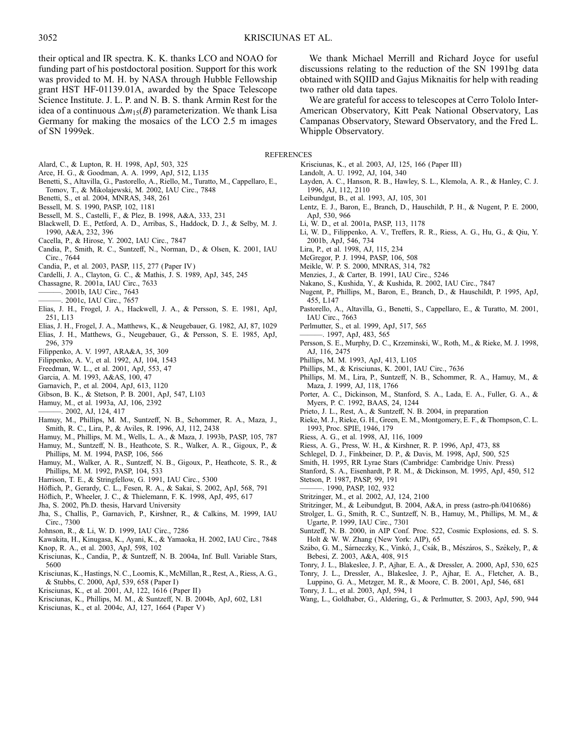their optical and IR spectra. K. K. thanks LCO and NOAO for funding part of his postdoctoral position. Support for this work was provided to M. H. by NASA through Hubble Fellowship grant HST HF-01139.01A, awarded by the Space Telescope Science Institute. J. L. P. and N. B. S. thank Armin Rest for the idea of a continuous $\Delta m_{15}(B)$ parameterization. We thank Lisa Germany for making the mosaics of the LCO 2.5 m images of SN 1999ek.

We thank Michael Merrill and Richard Joyce for useful discussions relating to the reduction of the SN 1991bg data obtained with SQIID and Gajus Miknaitis for help with reading two rather old data tapes.

We are grateful for access to telescopes at Cerro Tololo Inter-American Observatory, Kitt Peak National Observatory, Las Campanas Observatory, Steward Observatory, and the Fred L. Whipple Observatory.

## REFERENCES

Alard, C., & Lupton, R. H. 1998, ApJ, 503, 325
Arce, H. G., & Goodman, A. A. 1999, ApJ, 512, L135
Benetti, S., Altavilla, G., Pastorello, A., Riello, M., Turatto, M., Cappellaro, E., Tomov, T., & Mikolajewski, M. 2002, IAU Circ., 7848
Benetti, S., et al. 2004, MNRAS, 348, 261
Bessell, M. S. 1990, PASP, 102, 1181
Bessell, M. S., Castelli, F., & Plez, B. 1998, A&A, 333, 231
Blackwell, D. E., Petford, A. D., Arribas, S., Haddock, D. J., & Selby, M. J. 1990, A&A, 232, 396
Cacella, P., & Hirose, Y. 2002, IAU Circ., 7847
Candia, P., Smith, R. C., Suntzeff, N., Norman, D., & Olsen, K. 2001, IAU Circ., 7644
Candia, P., et al. 2003, PASP, 115, 277 (Paper IV)
Cardelli, J. A., Clayton, G. C., & Mathis, J. S. 1989, ApJ, 345, 245
Chassagne, R. 2001a, IAU Circ., 7633
———. 2001b, IAU Circ., 7643
———. 2001c, IAU Circ., 7657
Elias, J. H., Frogel, J. A., Hackwell, J. A., & Persson, S. E. 1981, ApJ, 251, L13
Elias, J. H., Frogel, J. A., Matthews, K., & Neugebauer, G. 1982, AJ, 87, 1029
Elias, J. H., Matthews, G., Neugebauer, G., & Persson, S. E. 1985, ApJ, 296, 379
Filippenko, A. V. 1997, ARA&A, 35, 309
Filippenko, A. V., et al. 1992, AJ, 104, 1543
Freedman, W. L., et al. 2001, ApJ, 553, 47
Garcia, A. M. 1993, A&AS, 100, 47
Garnavich, P., et al. 2004, ApJ, 613, 1120
Gibson, B. K., & Stetson, P. B. 2001, ApJ, 547, L103
Hamuy, M., et al. 1993a, AJ, 106, 2392
———. 2002, AJ, 124, 417
Hamuy, M., Phillips, M. M., Suntzeff, N. B., Schommer, R. A., Maza, J., Smith, R. C., Lira, P., & Aviles, R. 1996, AJ, 112, 2438
Hamuy, M., Phillips, M. M., Wells, L. A., & Maza, J. 1993b, PASP, 105, 787
Hamuy, M., Suntzeff, N. B., Heathcote, S. R., Walker, A. R., Gigoux, P., & Phillips, M. M. 1994, PASP, 106, 566
Hamuy, M., Walker, A. R., Suntzeff, N. B., Gigoux, P., Heathcote, S. R., & Phillips, M. M. 1992, PASP, 104, 533
Harrison, T. E., & Stringfellow, G. 1991, IAU Circ., 5300
Höflich, P., Gerardy, C. L., Fesen, R. A., & Sakai, S. 2002, ApJ, 568, 791
Höflich, P., Wheeler, J. C., & Thielemann, F. K. 1998, ApJ, 495, 617
Jha, S. 2002, Ph.D. thesis, Harvard University
Jha, S., Challis, P., Garnavich, P., Kirshner, R., & Calkins, M. 1999, IAU Circ., 7300
Johnson, R., & Li, W. D. 1999, IAU Circ., 7286
Kawakita, H., Kinugasa, K., Ayani, K., & Yamaoka, H. 2002, IAU Circ., 7848
Knop, R. A., et al. 2003, ApJ, 598, 102
Krisciunas, K., Candia, P., & Suntzeff, N. B. 2004a, Inf. Bull. Variable Stars, 5600
Krisciunas, K., Hastings, N. C., Loomis, K., McMillan, R., Rest, A., Riess, A. G., & Stubbs, C. 2000, ApJ, 539, 658 (Paper I)
Krisciunas, K., et al. 2001, AJ, 122, 1616 (Paper II)
Krisciunas, K., Phillips, M. M., & Suntzeff, N. B. 2004b, ApJ, 602, L81
Krisciunas, K., et al. 2004c, AJ, 127, 1664 (Paper V)
Krisciunas, K., et al. 2003, AJ, 125, 166 (Paper III)
Landolt, A. U. 1992, AJ, 104, 340
Layden, A. C., Hanson, R. B., Hawley, S. L., Klemola, A. R., & Hanley, C. J. 1996, AJ, 112, 2110
Leibundgut, B., et al. 1993, AJ, 105, 301
Lentz, E. J., Baron, E., Branch, D., Hauschildt, P. H., & Nugent, P. E. 2000, ApJ, 530, 966
Li, W. D., et al. 2001a, PASP, 113, 1178
Li, W. D., Filippenko, A. V., Treffers, R. R., Riess, A. G., Hu, G., & Qiu, Y. 2001b, ApJ, 546, 734
Lira, P., et al. 1998, AJ, 115, 234
McGregor, P. J. 1994, PASP, 106, 508
Meikle, W. P. S. 2000, MNRAS, 314, 782
Menzies, J., & Carter, B. 1991, IAU Circ., 5246
Nakano, S., Kushida, Y., & Kushida, R. 2002, IAU Circ., 7847
Nugent, P., Phillips, M., Baron, E., Branch, D., & Hauschildt, P. 1995, ApJ, 455, L147
Pastorello, A., Altavilla, G., Benetti, S., Cappellaro, E., & Turatto, M. 2001, IAU Circ., 7663
Perlmutter, S., et al. 1999, ApJ, 517, 565
———. 1997, ApJ, 483, 565
Persson, S. E., Murphy, D. C., Krzeminski, W., Roth, M., & Rieke, M. J. 1998, AJ, 116, 2475
Phillips, M. M. 1993, ApJ, 413, L105
Phillips, M., & Krisciunas, K. 2001, IAU Circ., 7636
Phillips, M. M., Lira, P., Suntzeff, N. B., Schommer, R. A., Hamuy, M., & Maza, J. 1999, AJ, 118, 1766
Porter, A. C., Dickinson, M., Stanford, S. A., Lada, E. A., Fuller, G. A., & Myers, P. C. 1992, BAAS, 24, 1244
Prieto, J. L., Rest, A., & Suntzeff, N. B. 2004, in preparation
Rieke, M. J., Rieke, G. H., Green, E. M., Montgomery, E. F., & Thompson, C. L. 1993, Proc. SPIE, 1946, 179
Riess, A. G., et al. 1998, AJ, 116, 1009
Riess, A. G., Press, W. H., & Kirshner, R. P. 1996, ApJ, 473, 88
Schlegel, D. J., Finkbeiner, D. P., & Davis, M. 1998, ApJ, 500, 525
Smith, H. 1995, RR Lyrae Stars (Cambridge: Cambridge Univ. Press)
Stanford, S. A., Eisenhardt, P. R. M., & Dickinson, M. 1995, ApJ, 450, 512
Stetson, P. 1987, PASP, 99, 191
———. 1990, PASP, 102, 932
Stritzinger, M., et al. 2002, AJ, 124, 2100
Stritzinger, M., & Leibundgut, B. 2004, A&A, in press (astro-ph/0410686)
Strolger, L. G., Smith, R. C., Suntzeff, N. B., Hamuy, M., Phillips, M. M., & Ugarte, P. 1999, IAU Circ., 7301
Suntzeff, N. B. 2000, in AIP Conf. Proc. 522, Cosmic Explosions, ed. S. S. Holt & W. W. Zhang (New York: AIP), 65
Szábo, G. M., Sárneczky, K., Vinkó, J., Csák, B., Mészáros, S., Székely, P., & Bebesi, Z. 2003, A&A, 408, 915
Tonry, J. L., Blakeslee, J. P., Ajhar, E. A., & Dressler, A. 2000, ApJ, 530, 625
Tonry, J. L., Dressler, A., Blakeslee, J. P., Ajhar, E. A., Fletcher, A. B., Luppino, G. A., Metzger, M. R., & Moore, C. B. 2001, ApJ, 546, 681
Tonry, J. L., et al. 2003, ApJ, 594, 1
Wang, L., Goldhaber, G., Aldering, G., & Perlmutter, S. 2003, ApJ, 590, 944